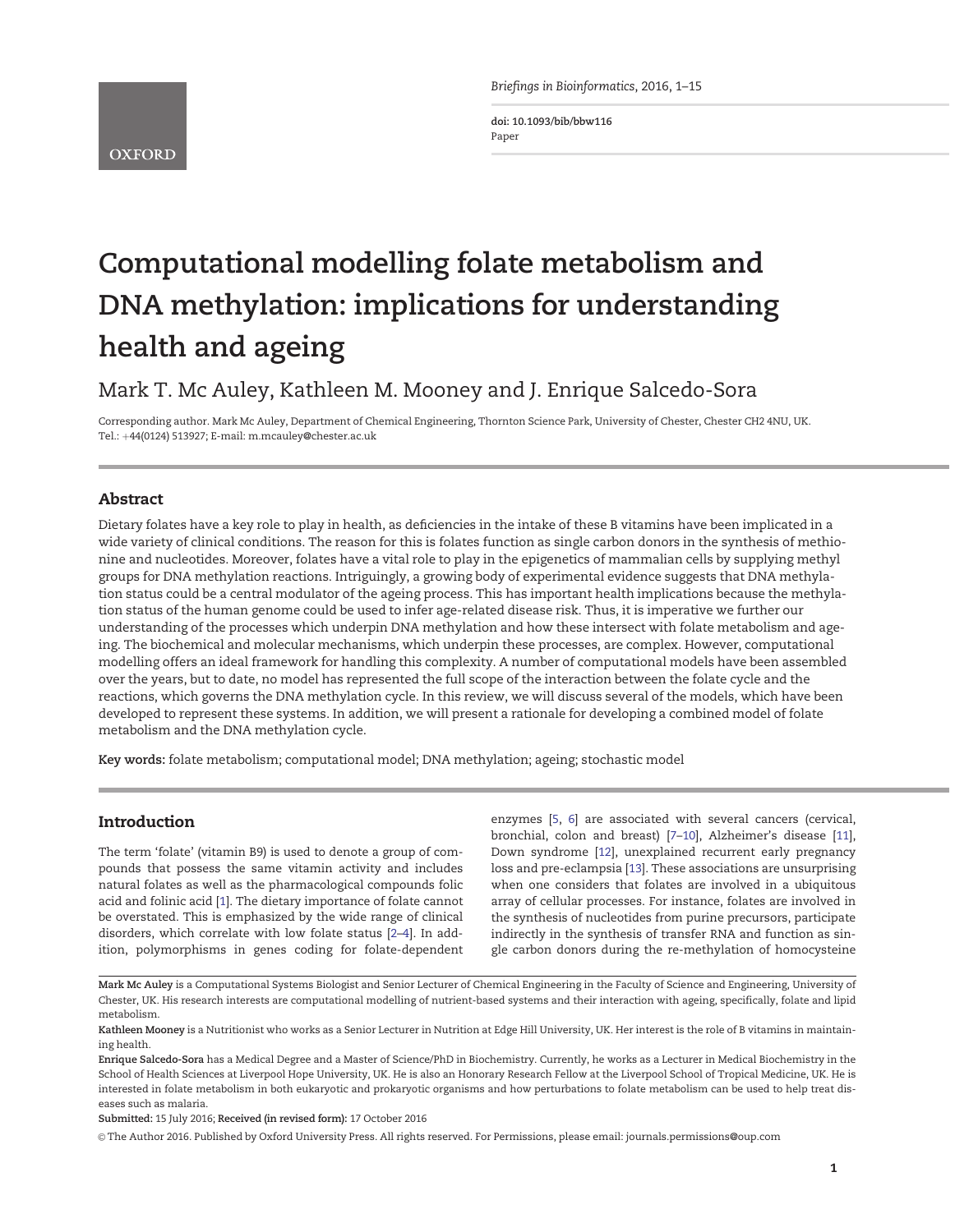# Computational modelling folate metabolism and DNA methylation: implications for understanding health and ageing

Mark T. Mc Auley, Kathleen M. Mooney and J. Enrique Salcedo-Sora

Corresponding author. Mark Mc Auley, Department of Chemical Engineering, Thornton Science Park, University of Chester, Chester CH2 4NU, UK. Tel.: +44(0124) 513927; E-mail: m.mcauley@chester.ac.uk

## Abstract

Dietary folates have a key role to play in health, as deficiencies in the intake of these B vitamins have been implicated in a wide variety of clinical conditions. The reason for this is folates function as single carbon donors in the synthesis of methionine and nucleotides. Moreover, folates have a vital role to play in the epigenetics of mammalian cells by supplying methyl groups for DNA methylation reactions. Intriguingly, a growing body of experimental evidence suggests that DNA methylation status could be a central modulator of the ageing process. This has important health implications because the methylation status of the human genome could be used to infer age-related disease risk. Thus, it is imperative we further our understanding of the processes which underpin DNA methylation and how these intersect with folate metabolism and ageing. The biochemical and molecular mechanisms, which underpin these processes, are complex. However, computational modelling offers an ideal framework for handling this complexity. A number of computational models have been assembled over the years, but to date, no model has represented the full scope of the interaction between the folate cycle and the reactions, which governs the DNA methylation cycle. In this review, we will discuss several of the models, which have been developed to represent these systems. In addition, we will present a rationale for developing a combined model of folate metabolism and the DNA methylation cycle.

**Key words:** folate metabolism; computational model; DNA methylation; ageing; stochastic model

## Introduction

The term 'folate' (vitamin B9) is used to denote a group of compounds that possess the same vitamin activity and includes natural folates as well as the pharmacological compounds folic acid and folinic acid [1]. The dietary importance of folate cannot be overstated. This is emphasized by the wide range of clinical disorders, which correlate with low folate status [2–4]. In addition, polymorphisms in genes coding for folate-dependent enzymes [5, 6] are associated with several cancers (cervical, bronchial, colon and breast) [7–10], Alzheimer's disease [11], Down syndrome [12], unexplained recurrent early pregnancy loss and pre-eclampsia [13]. These associations are unsurprising when one considers that folates are involved in a ubiquitous array of cellular processes. For instance, folates are involved in the synthesis of nucleotides from purine precursors, participate indirectly in the synthesis of transfer RNA and function as single carbon donors during the re-methylation of homocysteine

**Mark Mc Auley** is a Computational Systems Biologist and Senior Lecturer of Chemical Engineering in the Faculty of Science and Engineering, University of Chester, UK. His research interests are computational modelling of nutrient-based systems and their interaction with ageing, specifically, folate and lipid metabolism.

**Kathleen Mooney** is a Nutritionist who works as a Senior Lecturer in Nutrition at Edge Hill University, UK. Her interest is the role of B vitamins in maintaining health.

**Enrique Salcedo-Sora** has a Medical Degree and a Master of Science/PhD in Biochemistry. Currently, he works as a Lecturer in Medical Biochemistry in the School of Health Sciences at Liverpool Hope University, UK. He is also an Honorary Research Fellow at the Liverpool School of Tropical Medicine, UK. He is interested in folate metabolism in both eukaryotic and prokaryotic organisms and how perturbations to folate metabolism can be used to help treat diseases such as malaria.

**Submitted:** 15 July 2016; **Received (in revised form):** 17 October 2016

© The Author 2016. Published by Oxford University Press. All rights reserved. For Permissions, please email: journals.permissions@oup.com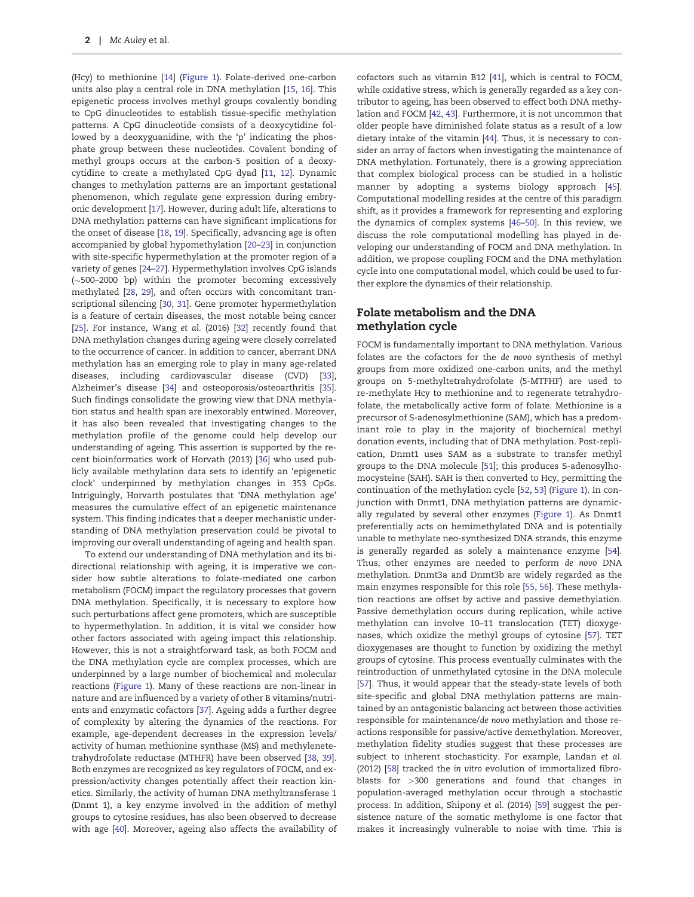(Hcy) to methionine [14] (Figure 1). Folate-derived one-carbon units also play a central role in DNA methylation [15, 16]. This epigenetic process involves methyl groups covalently bonding to CpG dinucleotides to establish tissue-specific methylation patterns. A CpG dinucleotide consists of a deoxycytidine followed by a deoxyguanidine, with the 'p' indicating the phosphate group between these nucleotides. Covalent bonding of methyl groups occurs at the carbon-5 position of a deoxycytidine to create a methylated CpG dyad [11, 12]. Dynamic changes to methylation patterns are an important gestational phenomenon, which regulate gene expression during embryonic development [17]. However, during adult life, alterations to DNA methylation patterns can have significant implications for the onset of disease [18, 19]. Specifically, advancing age is often accompanied by global hypomethylation [20–23] in conjunction with site-specific hypermethylation at the promoter region of a variety of genes [24–27]. Hypermethylation involves CpG islands (~500–2000 bp) within the promoter becoming excessively methylated [28, 29], and often occurs with concomitant transcriptional silencing [30, 31]. Gene promoter hypermethylation is a feature of certain diseases, the most notable being cancer [25]. For instance, Wang *et al.* (2016) [32] recently found that DNA methylation changes during ageing were closely correlated to the occurrence of cancer. In addition to cancer, aberrant DNA methylation has an emerging role to play in many age-related diseases, including cardiovascular disease (CVD) [33], Alzheimer's disease [34] and osteoporosis/osteoarthritis [35]. Such findings consolidate the growing view that DNA methylation status and health span are inexorably entwined. Moreover, it has also been revealed that investigating changes to the methylation profile of the genome could help develop our understanding of ageing. This assertion is supported by the recent bioinformatics work of Horvath (2013) [36] who used publicly available methylation data sets to identify an 'epigenetic clock' underpinned by methylation changes in 353 CpGs. Intriguingly, Horvarth postulates that 'DNA methylation age' measures the cumulative effect of an epigenetic maintenance system. This finding indicates that a deeper mechanistic understanding of DNA methylation preservation could be pivotal to improving our overall understanding of ageing and health span.

To extend our understanding of DNA methylation and its bidirectional relationship with ageing, it is imperative we consider how subtle alterations to folate-mediated one carbon metabolism (FOCM) impact the regulatory processes that govern DNA methylation. Specifically, it is necessary to explore how such perturbations affect gene promoters, which are susceptible to hypermethylation. In addition, it is vital we consider how other factors associated with ageing impact this relationship. However, this is not a straightforward task, as both FOCM and the DNA methylation cycle are complex processes, which are underpinned by a large number of biochemical and molecular reactions (Figure 1). Many of these reactions are non-linear in nature and are influenced by a variety of other B vitamins/nutrients and enzymatic cofactors [37]. Ageing adds a further degree of complexity by altering the dynamics of the reactions. For example, age-dependent decreases in the expression levels/activity of human methionine synthase (MS) and methylenetetrahydrofolate reductase (MTHFR) have been observed [38, 39]. Both enzymes are recognized as key regulators of FOCM, and expression/activity changes potentially affect their reaction kinetics. Similarly, the activity of human DNA methyltransferase 1 (Dnmt 1), a key enzyme involved in the addition of methyl groups to cytosine residues, has also been observed to decrease with age [40]. Moreover, ageing also affects the availability of cofactors such as vitamin B12 [41], which is central to FOCM, while oxidative stress, which is generally regarded as a key contributor to ageing, has been observed to effect both DNA methylation and FOCM [42, 43]. Furthermore, it is not uncommon that older people have diminished folate status as a result of a low dietary intake of the vitamin [44]. Thus, it is necessary to consider an array of factors when investigating the maintenance of DNA methylation. Fortunately, there is a growing appreciation that complex biological process can be studied in a holistic manner by adopting a systems biology approach [45]. Computational modelling resides at the centre of this paradigm shift, as it provides a framework for representing and exploring the dynamics of complex systems [46–50]. In this review, we discuss the role computational modelling has played in developing our understanding of FOCM and DNA methylation. In addition, we propose coupling FOCM and the DNA methylation cycle into one computational model, which could be used to further explore the dynamics of their relationship.

## Folate metabolism and the DNA methylation cycle

FOCM is fundamentally important to DNA methylation. Various folates are the cofactors for the *de novo* synthesis of methyl groups from more oxidized one-carbon units, and the methyl groups on 5-methyltetrahydrofolate (5-MTFHF) are used to re-methylate Hcy to methionine and to regenerate tetrahydrofolate, the metabolically active form of folate. Methionine is a precursor of S-adenosylmethionine (SAM), which has a predominant role to play in the majority of biochemical methyl donation events, including that of DNA methylation. Post-replication, Dnmt1 uses SAM as a substrate to transfer methyl groups to the DNA molecule [51]; this produces S-adenosylhomocysteine (SAH). SAH is then converted to Hcy, permitting the continuation of the methylation cycle [52, 53] (Figure 1). In conjunction with Dnmt1, DNA methylation patterns are dynamically regulated by several other enzymes (Figure 1). As Dnmt1 preferentially acts on hemimethylated DNA and is potentially unable to methylate neo-synthesized DNA strands, this enzyme is generally regarded as solely a maintenance enzyme [54]. Thus, other enzymes are needed to perform *de novo* DNA methylation. Dnmt3a and Dnmt3b are widely regarded as the main enzymes responsible for this role [55, 56]. These methylation reactions are offset by active and passive demethylation. Passive demethylation occurs during replication, while active methylation can involve 10–11 translocation (TET) dioxygenases, which oxidize the methyl groups of cytosine [57]. TET dioxygenases are thought to function by oxidizing the methyl groups of cytosine. This process eventually culminates with the reintroduction of unmethylated cytosine in the DNA molecule [57]. Thus, it would appear that the steady-state levels of both site-specific and global DNA methylation patterns are maintained by an antagonistic balancing act between those activities responsible for maintenance/*de novo* methylation and those reactions responsible for passive/active demethylation. Moreover, methylation fidelity studies suggest that these processes are subject to inherent stochasticity. For example, Landan *et al.* (2012) [58] tracked the *in vitro* evolution of immortalized fibroblasts for >300 generations and found that changes in population-averaged methylation occur through a stochastic process. In addition, Shipony *et al.* (2014) [59] suggest the persistence nature of the somatic methylome is one factor that makes it increasingly vulnerable to noise with time. This is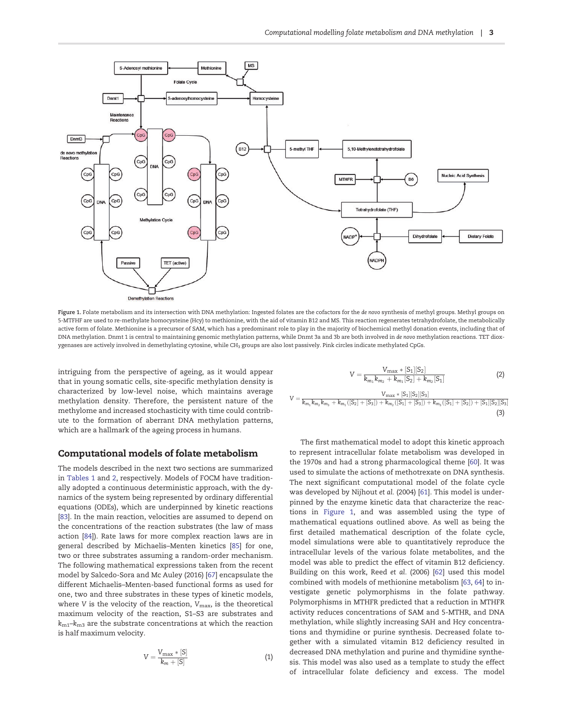Figure 1. Folate metabolism and its intersection with DNA methylation: Ingested folates are the cofactors for the *de novo* synthesis of methyl groups. Methyl groups on 5-MTFHF are used to re-methylate homocysteine (Hcy) to methionine, with the aid of vitamin B12 and MS. This reaction regenerates tetrahydrofolate, the metabolically active form of folate. Methionine is a precursor of SAM, which has a predominant role to play in the majority of biochemical methyl donation events, including that of DNA methylation. Dnmt 1 is central to maintaining genomic methylation patterns, while Dnmt 3a and 3b are both involved in *de novo* methylation reactions. TET dioxygenases are actively involved in demethylating cytosine, while $CH_3$ groups are also lost passively. Pink circles indicate methylated CpGs.

intriguing from the perspective of ageing, as it would appear that in young somatic cells, site-specific methylation density is characterized by low-level noise, which maintains average methylation density. Therefore, the persistent nature of the methylome and increased stochasticity with time could contribute to the formation of aberrant DNA methylation patterns, which are a hallmark of the ageing process in humans.

## Computational models of folate metabolism

The models described in the next two sections are summarized in Tables 1 and 2, respectively. Models of FOCM have traditionally adopted a continuous deterministic approach, with the dynamics of the system being represented by ordinary differential equations (ODEs), which are underpinned by kinetic reactions [83]. In the main reaction, velocities are assumed to depend on the concentrations of the reaction substrates (the law of mass action [84]). Rate laws for more complex reaction laws are in general described by Michaelis–Menten kinetics [85] for one, two or three substrates assuming a random-order mechanism. The following mathematical expressions taken from the recent model by Salcedo-Sora and Mc Auley (2016) [67] encapsulate the different Michaelis–Menten-based functional forms as used for one, two and three substrates in these types of kinetic models, where V is the velocity of the reaction, $V_{max}$, is the theoretical maximum velocity of the reaction, S1–S3 are substrates and $k_{m1}$–$k_{m3}$ are the substrate concentrations at which the reaction is half maximum velocity.

$$V = \frac{V_{max} * [S]}{k_m + [S]} \tag{1}$$

$$V = \frac{V_{max} * [S_1][S_2]}{k_{m_1}k_{m_2} + k_{m_1}[S_2] + k_{m_2}[S_1]} \tag{2}$$

$$V = \frac{V_{max} * [S_1][S_2][S_3]}{k_{m_1}k_{m_2}k_{m_3} + k_{m_1}([S_2]+[S_3]) + k_{m_2}([S_1]+[S_3]) + k_{m_3}([S_1]+[S_2]) + [S_1][S_2][S_3]} \tag{3}$$

The first mathematical model to adopt this kinetic approach to represent intracellular folate metabolism was developed in the 1970s and had a strong pharmacological theme [60]. It was used to simulate the actions of methotrexate on DNA synthesis. The next significant computational model of the folate cycle was developed by Nijhout *et al.* (2004) [61]. This model is underpinned by the enzyme kinetic data that characterize the reactions in Figure 1, and was assembled using the type of mathematical equations outlined above. As well as being the first detailed mathematical description of the folate cycle, model simulations were able to quantitatively reproduce the intracellular levels of the various folate metabolites, and the model was able to predict the effect of vitamin B12 deficiency. Building on this work, Reed *et al.* (2006) [62] used this model combined with models of methionine metabolism [63, 64] to investigate genetic polymorphisms in the folate pathway. Polymorphisms in MTHFR predicted that a reduction in MTHFR activity reduces concentrations of SAM and 5-MTHR, and DNA methylation, while slightly increasing SAH and Hcy concentrations and thymidine or purine synthesis. Decreased folate together with a simulated vitamin B12 deficiency resulted in decreased DNA methylation and purine and thymidine synthesis. This model was also used as a template to study the effect of intracellular folate deficiency and excess. The model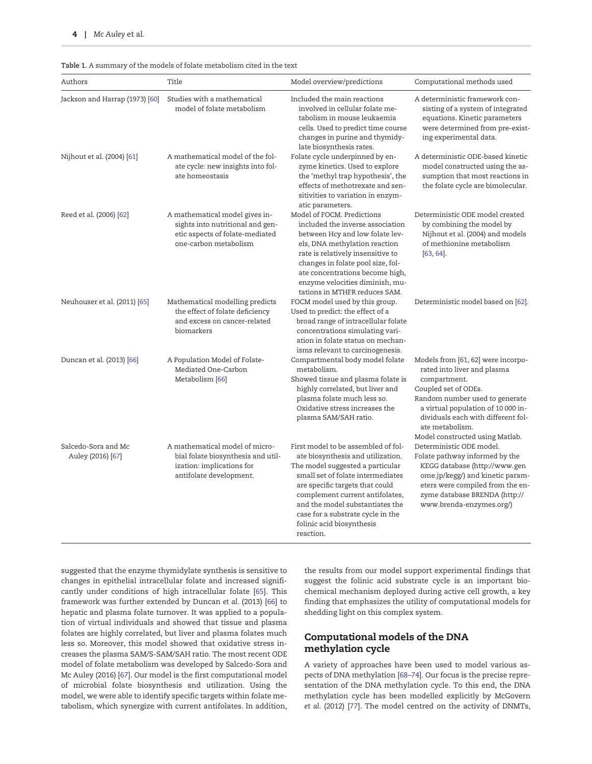Table 1. A summary of the models of folate metabolism cited in the text

| Authors | Title | Model overview/predictions | Computational methods used |
| --- | --- | --- | --- |
| Jackson and Harrap (1973) [60] | Studies with a mathematical model of folate metabolism | Included the main reactions involved in cellular folate metabolism in mouse leukaemia cells. Used to predict time course changes in purine and thymidylate biosynthesis rates. | A deterministic framework consisting of a system of integrated equations. Kinetic parameters were determined from pre-existing experimental data. |
| Nijhout et al. (2004) [61] | A mathematical model of the folate cycle: new insights into folate homeostasis | Folate cycle underpinned by enzyme kinetics. Used to explore the 'methyl trap hypothesis', the effects of methotrexate and sensitivities to variation in enzymatic parameters. | A deterministic ODE-based kinetic model constructed using the assumption that most reactions in the folate cycle are bimolecular. |
| Reed et al. (2006) [62] | A mathematical model gives insights into nutritional and genetic aspects of folate-mediated one-carbon metabolism | Model of FOCM. Predictions included the inverse association between Hcy and low folate levels, DNA methylation reaction rate is relatively insensitive to changes in folate pool size, folate concentrations become high, enzyme velocities diminish, mutations in MTHFR reduces SAM. | Deterministic ODE model created by combining the model by Nijhout et al. (2004) and models of methionine metabolism [63, 64]. |
| Neuhouser et al. (2011) [65] | Mathematical modelling predicts the effect of folate deficiency and excess on cancer-related biomarkers | FOCM model used by this group. Used to predict: the effect of a broad range of intracellular folate concentrations simulating variation in folate status on mechanisms relevant to carcinogenesis. | Deterministic model based on [62]. |
| Duncan et al. (2013) [66] | A Population Model of Folate-Mediated One-Carbon Metabolism [66] | Compartmental body model folate metabolism.<br>Showed tissue and plasma folate is highly correlated, but liver and plasma folate much less so. Oxidative stress increases the plasma SAM/SAH ratio. | Models from [61, 62] were incorporated into liver and plasma compartment.<br>Coupled set of ODEs.<br>Random number used to generate a virtual population of 10 000 individuals each with different folate metabolism.<br>Model constructed using Matlab. |
| Salcedo-Sora and Mc Auley (2016) [67] | A mathematical model of microbial folate biosynthesis and utilization: implications for antifolate development. | First model to be assembled of folate biosynthesis and utilization.<br>The model suggested a particular small set of folate intermediates are specific targets that could complement current antifolates, and the model substantiates the case for a substrate cycle in the folinic acid biosynthesis reaction. | Deterministic ODE model.<br>Folate pathway informed by the KEGG database (http://www.genome.jp/kegg/) and kinetic parameters were compiled from the enzyme database BRENDA (http://www.brenda-enzymes.org/) |

suggested that the enzyme thymidylate synthesis is sensitive to changes in epithelial intracellular folate and increased significantly under conditions of high intracellular folate [65]. This framework was further extended by Duncan *et al.* (2013) [66] to hepatic and plasma folate turnover. It was applied to a population of virtual individuals and showed that tissue and plasma folates are highly correlated, but liver and plasma folates much less so. Moreover, this model showed that oxidative stress increases the plasma SAM/S-SAM/SAH ratio. The most recent ODE model of folate metabolism was developed by Salcedo-Sora and Mc Auley (2016) [67]. Our model is the first computational model of microbial folate biosynthesis and utilization. Using the model, we were able to identify specific targets within folate metabolism, which synergize with current antifolates. In addition, the results from our model support experimental findings that suggest the folinic acid substrate cycle is an important biochemical mechanism deployed during active cell growth, a key finding that emphasizes the utility of computational models for shedding light on this complex system.

## Computational models of the DNA methylation cycle

A variety of approaches have been used to model various aspects of DNA methylation [68–74]. Our focus is the precise representation of the DNA methylation cycle. To this end, the DNA methylation cycle has been modelled explicitly by McGovern *et al.* (2012) [77]. The model centred on the activity of DNMTs,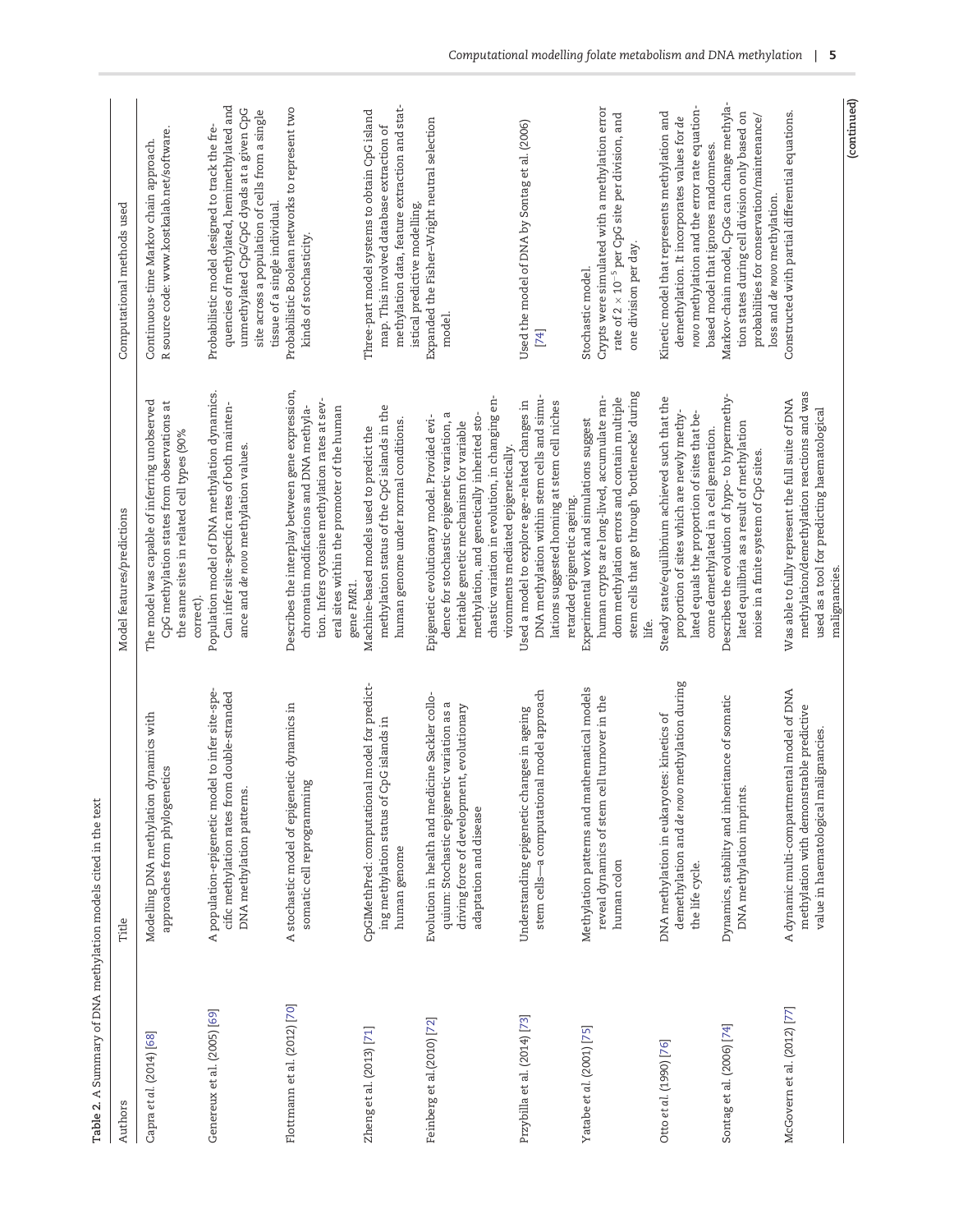**Table 2.** A Summary of DNA methylation models cited in the text

| Authors | Title | Model features/predictions | Computational methods used |
|---|---|---|---|
| Capra *et al.* (2014) [68] | Modelling DNA methylation dynamics with approaches from phylogenetics | The model was capable of inferring unobserved CpG methylation states from observations at the same sites in related cell types (90% correct). | Continuous-time Markov chain approach. R source code: www.kostkalab.net/software. |
| Genereux et al. (2005) [69] | A population-epigenetic model to infer site-specific methylation rates from double-stranded DNA methylation patterns. | Population model of DNA methylation dynamics. Can infer site-specific rates of both maintenance and *de novo* methylation values. | Probabilistic model designed to track the frequencies of methylated, hemimethylated and unmethylated CpG/CpG dyads at a given CpG site across a population of cells from a single tissue of a single individual. |
| Flottmann et al. (2012) [70] | A stochastic model of epigenetic dynamics in somatic cell reprogramming | Describes the interplay between gene expression, chromatin modifications and DNA methylation. Infers cytosine methylation rates at several sites within the promoter of the human gene *FMR1*. | Probabilistic Boolean networks to represent two kinds of stochasticity. |
| Zheng et al. (2013) [71] | CpGIMethPred: computational model for predicting methylation status of CpG islands in human genome | Machine-based models used to predict the methylation status of the CpG islands in the human genome under normal conditions. | Three-part model systems to obtain CpG island map. This involved database extraction of methylation data, feature extraction and statistical predictive modelling. |
| Feinberg et al. (2010) [72] | Evolution in health and medicine Sackler colloquium: Stochastic epigenetic variation as a driving force of development, evolutionary adaptation and disease | Epigenetic evolutionary model. Provided evidence for stochastic epigenetic variation, a heritable genetic mechanism for variable methylation, and genetically inherited stochastic variation in evolution, in changing environments mediated epigenetically. | Expanded the Fisher–Wright neutral selection model. |
| Przybilla et al. (2014) [73] | Understanding epigenetic changes in ageing stem cells—a computational model approach | Used a model to explore age-related changes in DNA methylation within stem cells and simulations suggested homing at stem cell niches retarded epigenetic ageing. | Used the model of DNA by Sontag et al. (2006) [74] |
| Yatabe *et al.* (2001) [75] | Methylation patterns and mathematical models reveal dynamics of stem cell turnover in the human colon | Experimental work and simulations suggest human crypts are long-lived, accumulate random methylation errors and contain multiple stem cells that go through 'bottlenecks' during life. | Stochastic model. Crypts were simulated with a methylation error rate of $2 \times 10^{-5}$ per CpG site per division, and one division per day. |
| Otto *et al.* (1990) [76] | DNA methylation in eukaryotes: kinetics of demethylation and *de novo* methylation during the life cycle. | Steady state/equilibrium achieved such that the proportion of sites which are newly methylated equals the proportion of sites that become demethylated in a cell generation. | Kinetic model that represents methylation and demethylation. It incorporates values for *de novo* methylation and the error rate equation-based model that ignores randomness. |
| Sontag et al. (2006) [74] | Dynamics, stability and inheritance of somatic DNA methylation imprints. | Describes the evolution of hypo- to hypermethylated equilibria as a result of methylation noise in a finite system of CpG sites. | Markov-chain model, CpGs can change methylation states during cell division only based on probabilities for conservation/maintenance/loss and *de novo* methylation. |
| McGovern et al. (2012) [77] | A dynamic multi-compartmental model of DNA methylation with demonstrable predictive value in haematological malignancies. | Was able to fully represent the full suite of DNA methylation/demethylation reactions and was used as a tool for predicting haematological malignancies. | Constructed with partial differential equations. |

(continued)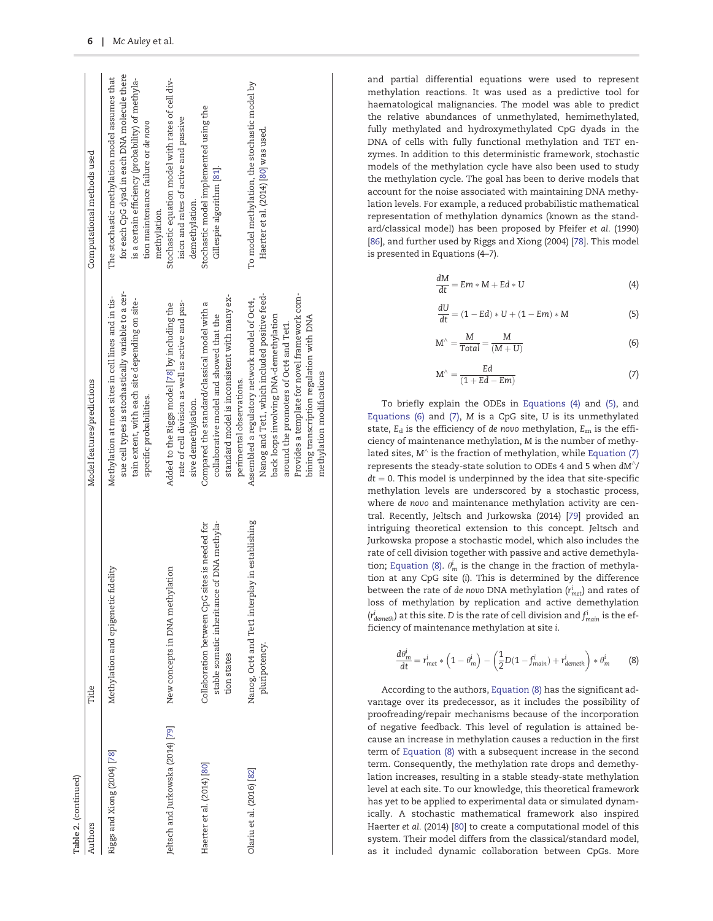Table 2. (continued)

| Authors | Title | Model features/predictions | Computational methods used |
| --- | --- | --- | --- |
| Riggs and Xiong (2004) [78] | Methylation and epigenetic fidelity | Methylation at most sites in cell lines and in tissue cell types is stochastically variable to a certain extent, with each site depending on site-specific probabilities. | The stochastic methylation model assumes that for each CpG dyad in each DNA molecule there is a certain efficiency (probability) of methylation maintenance failure or *de novo* methylation. |
| Jeltsch and Jurkowska (2014) [79] | New concepts in DNA methylation | Added to the Riggs model [78] by including the rate of cell division as well as active and passive demethylation. | Stochastic equation model with rates of cell division and rates of active and passive demethylation. |
| Haerter et al. (2014) [80] | Collaboration between CpG sites is needed for stable somatic inheritance of DNA methylation states | Compared the standard/classical model with a collaborative model and showed that the standard model is inconsistent with many experimental observations. | Stochastic model implemented using the Gillespie algorithm [81]. |
| Olariu et al. (2016) [82] | Nanog, Oct4 and Tet1 interplay in establishing pluripotency. | Assembled a regulatory network model of Oct4, Nanog and Tet1, which included positive feedback loops involving DNA-demethylation around the promoters of Oct4 and Tet1. Provides a template for novel framework combining transcription regulation with DNA methylation modifications | To model methylation, the stochastic model by Haerter et al. (2014) [80] was used. |

and partial differential equations were used to represent methylation reactions. It was used as a predictive tool for haematological malignancies. The model was able to predict the relative abundances of unmethylated, hemimethylated, fully methylated and hydroxymethylated CpG dyads in the DNA of cells with fully functional methylation and TET enzymes. In addition to this deterministic framework, stochastic models of the methylation cycle have also been used to study the methylation cycle. The goal has been to derive models that account for the noise associated with maintaining DNA methylation levels. For example, a reduced probabilistic mathematical representation of methylation dynamics (known as the standard/classical model) has been proposed by Pfeifer *et al.* (1990) [86], and further used by Riggs and Xiong (2004) [78]. This model is presented in Equations (4–7).

$$\frac{dM}{dt} = Em * M + Ed * U \tag{4}$$

$$\frac{dU}{dt} = (1 - Ed) * U + (1 - Em) * M \tag{5}$$

$$M^{\wedge} = \frac{M}{Total} = \frac{M}{(M + U)} \tag{6}$$

$$M^{\wedge} = \frac{Ed}{(1 + Ed - Em)} \tag{7}$$

To briefly explain the ODEs in Equations (4) and (5), and Equations (6) and (7), $M$ is a CpG site, $U$ is its unmethylated state, $E_d$ is the efficiency of *de novo* methylation, $E_m$ is the efficiency of maintenance methylation, $M$ is the number of methylated sites, $M^{\wedge}$ is the fraction of methylation, while Equation (7) represents the steady-state solution to ODEs 4 and 5 when $dM^{\wedge}/dt = 0$. This model is underpinned by the idea that site-specific methylation levels are underscored by a stochastic process, where *de novo* and maintenance methylation activity are central. Recently, Jeltsch and Jurkowska (2014) [79] provided an intriguing theoretical extension to this concept. Jeltsch and Jurkowska propose a stochastic model, which also includes the rate of cell division together with passive and active demethylation; Equation (8). $\theta^i_m$ is the change in the fraction of methylation at any CpG site (i). This is determined by the difference between the rate of *de novo* DNA methylation ($r^i_{met}$) and rates of loss of methylation by replication and active demethylation ($r^i_{demeth}$) at this site. $D$ is the rate of cell division and $f^i_{main}$ is the efficiency of maintenance methylation at site i.

$$\frac{d\theta^i_m}{dt} = r^i_{met} * \left(1 - \theta^i_m\right) - \left(\frac{1}{2}D(1 - f^i_{main}) + r^i_{demeth}\right) * \theta^i_m \tag{8}$$

According to the authors, Equation (8) has the significant advantage over its predecessor, as it includes the possibility of proofreading/repair mechanisms because of the incorporation of negative feedback. This level of regulation is attained because an increase in methylation causes a reduction in the first term of Equation (8) with a subsequent increase in the second term. Consequently, the methylation rate drops and demethylation increases, resulting in a stable steady-state methylation level at each site. To our knowledge, this theoretical framework has yet to be applied to experimental data or simulated dynamically. A stochastic mathematical framework also inspired Haerter *et al.* (2014) [80] to create a computational model of this system. Their model differs from the classical/standard model, as it included dynamic collaboration between CpGs. More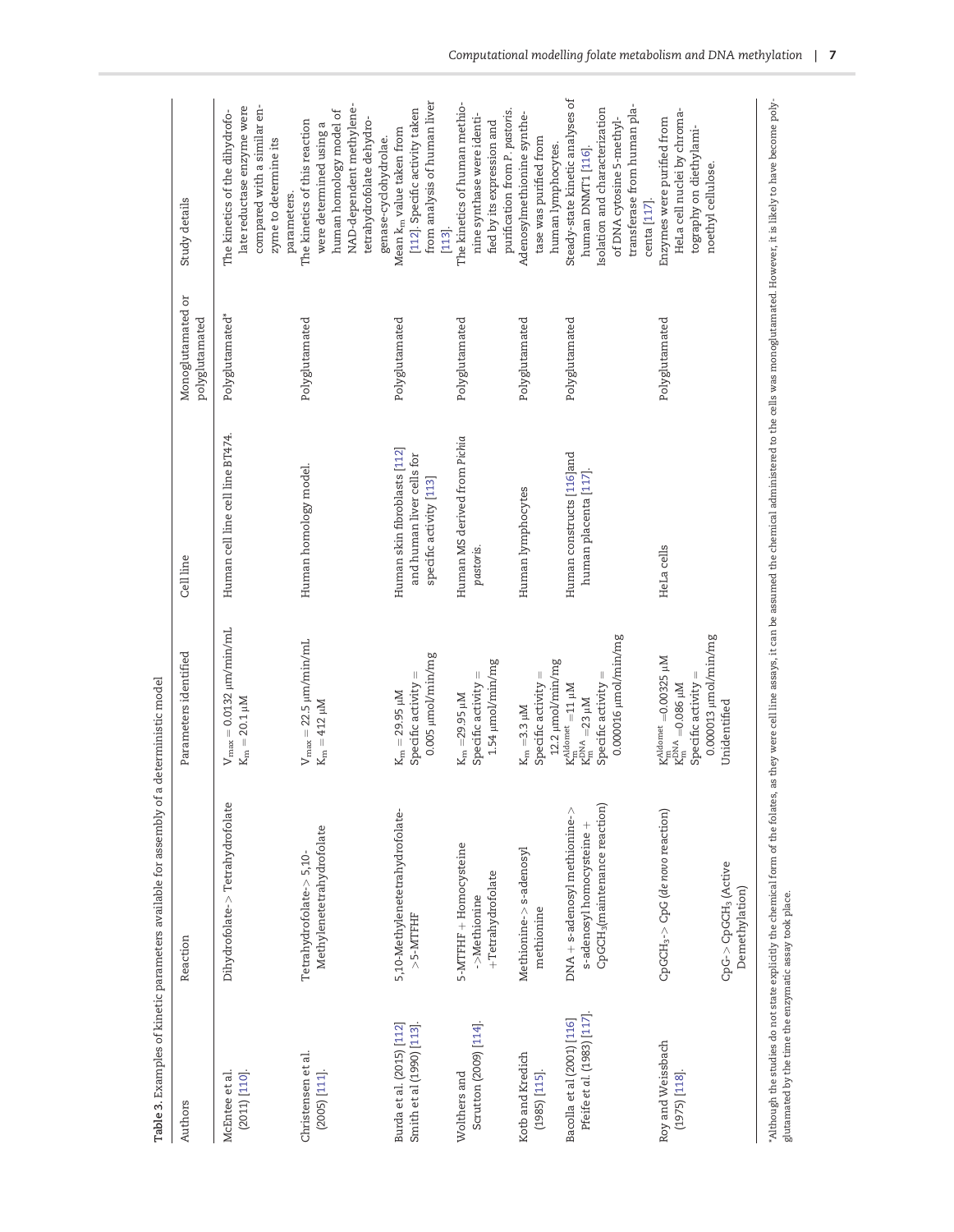**Table 3.** Examples of kinetic parameters available for assembly of a deterministic model

| Authors | Reaction | Parameters identified | Cell line | Monoglutamated or polyglutamated | Study details |
|---|---|---|---|---|---|
| McEntee et al. (2011) [110]. | Dihydrofolate-> Tetrahydrofolate | $V_{max}$ = 0.0132 μm/min/mL $K_m$ = 20.1 μM | Human cell line cell line BT474. | Polyglutamated* | The kinetics of the dihydrofolate reductase enzyme were compared with a similar enzyme to determine its parameters. |
| Christensen et al. (2005) [111]. | Tetrahydrofolate-> 5,10-Methylenetetrahydrofolate | $V_{max}$ = 22.5 μm/min/mL $K_m$ = 412 μM | Human homology model. | Polyglutamated | The kinetics of this reaction were determined using a human homology model of NAD-dependent methylenetetrahydrofolate dehydrogenase-cyclohydrolase. |
| Burda et al. (2015) [112] Smith et al (1990) [113]. | 5,10-Methylenetetrahydrofolate->5-MTFHF | $K_m$ = 29.95 μM Specific activity = 0.005 μmol/min/mg | Human skin fibroblasts [112] and human liver cells for specific activity [113] | Polyglutamated | Mean $K_m$ value taken from [112]. Specific activity taken from analysis of human liver [113]. |
| Wolthers and Scrutton (2009) [114]. | 5-MTFHF + Homocysteine ->Methionine +Tetrahydrofolate | $K_m$ =29.95 μM Specific activity = 1.54 μmol/min/mg | Human MS derived from *Pichia pastoris*. | Polyglutamated | The kinetics of human methionine synthase were identified by its expression and purification from *P. pastoris*. |
| Kotb and Kredich (1985) [115]. | Methionine-> s-adenosyl methionine | $K_m$ =3.3 μM Specific activity = 12.2 μmol/min/mg | Human lymphocytes | Polyglutamated | Adenosylmethionine synthetase was purified from human lymphocytes. |
| Bacolla et al (2001) [116] Pfeife et al. (1983) [117]. | DNA + s-adenosyl methionine-> s-adenosyl homocysteine + $CpGCH_3$(maintenance reaction) | $K_m^{Aldomet}$ =11 μM $K_m^{DNA}$ =23 μM Specific activity = 0.000016 μmol/min/mg | Human constructs [116]and human placenta [117]. | Polyglutamated | Steady-state kinetic analyses of human DNMT1 [116]. Isolation and characterization of DNA cytosine 5-methyltransferase from human placenta [117]. |
| Roy and Weissbach (1975) [118]. | $CpGCH_3$-> CpG (*de novo* reaction) | $K_m^{Aldomet}$ =0.00325 μM $K_m^{DNA}$ =0.086 μM Specific activity = 0.000013 μmol/min/mg | HeLa cells | Polyglutamated | Enzymes were purified from HeLa cell nuclei by chromatography on diethylaminoethyl cellulose. |
| | CpG-> $CpGCH_3$ (Active Demethylation) | Unidentified | | | |

*Although the studies do not state explicitly the chemical form of the folates, as they were cell line assays, it can be assumed the chemical administered to the cells was monoglutamated. However, it is likely to have become polyglutamated by the time the enzymatic assay took place.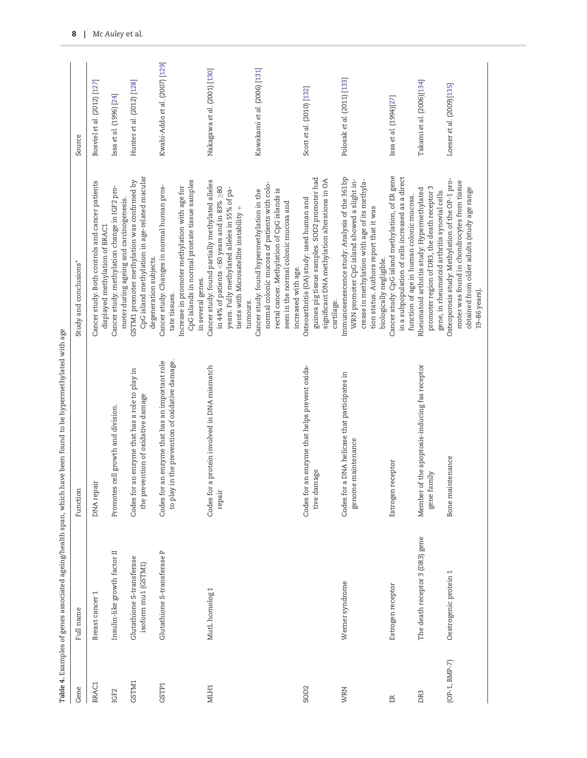**Table 4.** Examples of genes associated ageing/health span, which have been found to be hypermethylated with age

| Gene | Full name | Function | Study and conclusions* | Source |
|---|---|---|---|---|
| BRAC1 | Breast cancer 1 | DNA repair | Cancer study: Both controls and cancer patients displayed methylation of BRAC1 | Bosviel et al. (2012) [127] |
| IGF2 | Insulin-like growth factor II | Promotes cell growth and division. | Cancer study: methylation change in IGF2 promoter during ageing and carcinogenesis. | Issa et al. (1996) [24] |
| GSTM1 | Glutathione S-transferase isoform mu1 (GSTM1) | Codes for an enzyme that has a role to play in the prevention of oxidative damage | GSTM1 promoter methylation was confirmed by CpG island methylation in age-related macular degeneration subjects. | Hunter et al. (2012) [128] |
| GSTP1 | Glutathione S-transferase P | Codes for an enzyme that has an important role to play in the prevention of oxidative damage. | Cancer study: Changes in normal human prostate tissues. Increase in promoter methylation with age for CpG islands in normal prostate tissue samples in several genes. | Kwabi-Addo et al. (2007) [129] |
| MLH1 | MutL homolog 1 | Codes for a protein involved in DNA mismatch repair | Cancer study: found partially methylated alleles in 44% of patients <60 years and in 83% ≥80 years. Fully methylated alleles in 55% of patients with Microsatellite instability + tumours. | Nakagawa et al. (2001) [130] |
| | | | Cancer study: found hypermethylation in the normal colonic mucosa of patients with colorectal cancer. Methylation of CpG islands is seen in the normal colonic mucosa and increased with age. | Kawakami et al. (2006) [131] |
| SOD2 | | Codes for an enzyme that helps prevent oxidative damage | Osteoarthritis (OA) study: used human and guinea pig tissue samples. SOD2 promoter had significant DNA methylation alterations in OA cartilage. | Scott et al. (2010) [132] |
| WRN | Werner syndrome | Codes for a DNA helicase that participates in genome maintenance | Immunosenescence study: Analysis of the 361bp WRN promoter CpG island showed a slight increase in methylation with age of its methylation status. Authors report that it was biologically negligible. | Polosak et al. (2011) [133] |
| ER | Estrogen receptor | Estrogen receptor | Cancer study: CpG island methylation, of ER gene in a subpopulation of cells increased as a direct function of age in human colonic mucosa. | Issa et al. (1994)[27] |
| DR3 | The death receptor 3 (DR3) gene | Member of the apoptosis-inducing fas receptor gene family | Rheumatoid arthritis study: Hypermethylated promoter region of DR3, the death receptor 3 gene, in rheumatoid arthritis synovial cells. | Takami et al. (2006)[134] |
| (OP-1, BMP-7) | Oestrogenic protein 1 | Bone maintenance | Osteoporosis study: Methylation of the OP-1 promoter was found in chondrocytes from tissue obtained from older adults (study age range 19–86 years). | Loeser et al. (2009)[135] |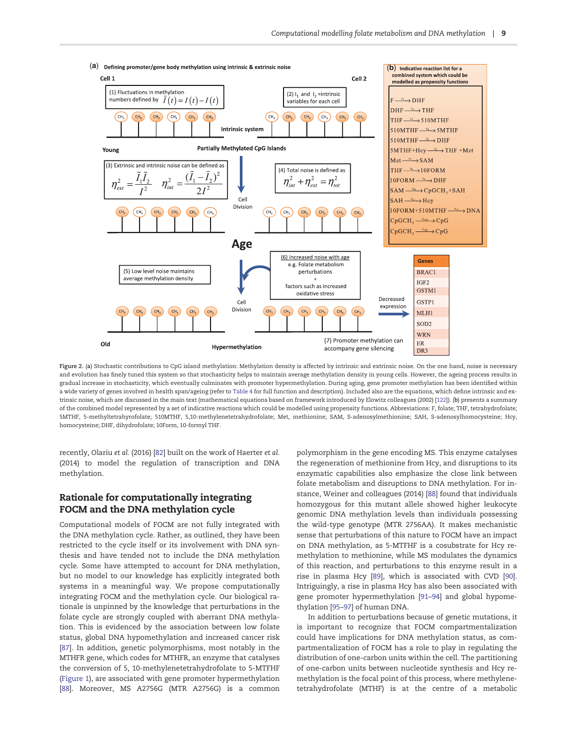Figure 2. (a) Stochastic contributions to CpG island methylation: Methylation density is affected by intrinsic and extrinsic noise. On the one hand, noise is necessary and evolution has finely tuned this system so that stochasticity helps to maintain average methylation density in young cells. However, the ageing process results in gradual increase in stochasticity, which eventually culminates with promoter hypermethylation. During aging, gene promoter methylation has been identified within a wide variety of genes involved in health span/ageing (refer to Table 4 for full function and description). Included also are the equations, which define intrinsic and extrinsic noise, which are discussed in the main text (mathematical equations based on framework introduced by Elowitz colleagues (2002) [122]). (b) presents a summary of the combined model represented by a set of indicative reactions which could be modelled using propensity functions. Abbreviations: F, folate; THF, tetrahydrofolate; 5MTHF, 5-methyltetrahyrofolate; 510MTHF, 5,10-methylenetetrahydrofolate; Met, methionine; SAM, S-adenosylmethionine; SAH, S-adenosylhomocysteine; Hcy, homocysteine; DHF, dihydrofolate; 10Form, 10-formyl THF.

recently, Olariu *et al.* (2016) [82] built on the work of Haerter *et al.* (2014) to model the regulation of transcription and DNA methylation.

## Rationale for computationally integrating FOCM and the DNA methylation cycle

Computational models of FOCM are not fully integrated with the DNA methylation cycle. Rather, as outlined, they have been restricted to the cycle itself or its involvement with DNA synthesis and have tended not to include the DNA methylation cycle. Some have attempted to account for DNA methylation, but no model to our knowledge has explicitly integrated both systems in a meaningful way. We propose computationally integrating FOCM and the methylation cycle. Our biological rationale is unpinned by the knowledge that perturbations in the folate cycle are strongly coupled with aberrant DNA methylation. This is evidenced by the association between low folate status, global DNA hypomethylation and increased cancer risk [87]. In addition, genetic polymorphisms, most notably in the MTHFR gene, which codes for MTHFR, an enzyme that catalyses the conversion of 5, 10-methylenetetrahydrofolate to 5-MTFHF (Figure 1), are associated with gene promoter hypermethylation [88]. Moreover, MS A2756G (MTR A2756G) is a common polymorphism in the gene encoding MS. This enzyme catalyses the regeneration of methionine from Hcy, and disruptions to its enzymatic capabilities also emphasize the close link between folate metabolism and disruptions to DNA methylation. For instance, Weiner and colleagues (2014) [88] found that individuals homozygous for this mutant allele showed higher leukocyte genomic DNA methylation levels than individuals possessing the wild-type genotype (MTR 2756AA). It makes mechanistic sense that perturbations of this nature to FOCM have an impact on DNA methylation, as 5-MTFHF is a cosubstrate for Hcy remethylation to methionine, while MS modulates the dynamics of this reaction, and perturbations to this enzyme result in a rise in plasma Hcy [89], which is associated with CVD [90]. Intriguingly, a rise in plasma Hcy has also been associated with gene promoter hypermethylation [91–94] and global hypomethylation [95–97] of human DNA.

In addition to perturbations because of genetic mutations, it is important to recognize that FOCM compartmentalization could have implications for DNA methylation status, as compartmentalization of FOCM has a role to play in regulating the distribution of one-carbon units within the cell. The partitioning of one-carbon units between nucleotide synthesis and Hcy remethylation is the focal point of this process, where methylenetetrahydrofolate (MTHF) is at the centre of a metabolic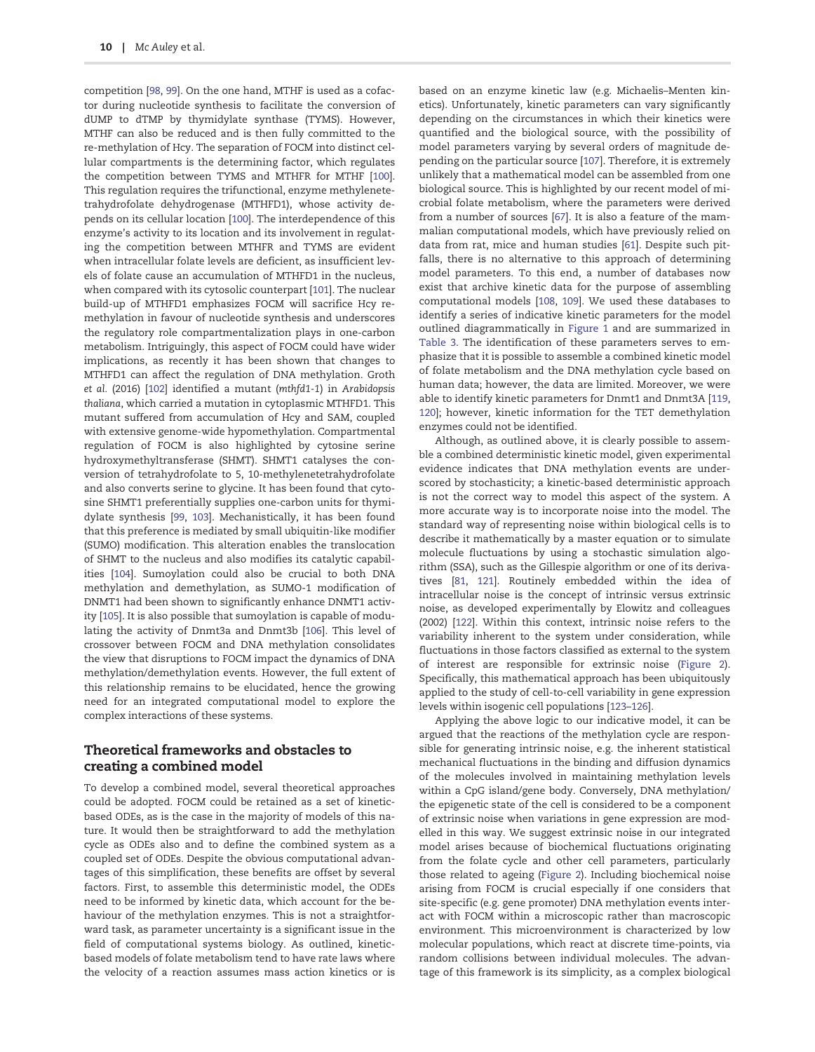competition [98, 99]. On the one hand, MTHF is used as a cofactor during nucleotide synthesis to facilitate the conversion of dUMP to dTMP by thymidylate synthase (TYMS). However, MTHF can also be reduced and is then fully committed to the re-methylation of Hcy. The separation of FOCM into distinct cellular compartments is the determining factor, which regulates the competition between TYMS and MTHFR for MTHF [100]. This regulation requires the trifunctional, enzyme methylenetetrahydrofolate dehydrogenase (MTHFD1), whose activity depends on its cellular location [100]. The interdependence of this enzyme's activity to its location and its involvement in regulating the competition between MTHFR and TYMS are evident when intracellular folate levels are deficient, as insufficient levels of folate cause an accumulation of MTHFD1 in the nucleus, when compared with its cytosolic counterpart [101]. The nuclear build-up of MTHFD1 emphasizes FOCM will sacrifice Hcy remethylation in favour of nucleotide synthesis and underscores the regulatory role compartmentalization plays in one-carbon metabolism. Intriguingly, this aspect of FOCM could have wider implications, as recently it has been shown that changes to MTHFD1 can affect the regulation of DNA methylation. Groth *et al.* (2016) [102] identified a mutant (*mthfd1-1*) in *Arabidopsis thaliana*, which carried a mutation in cytoplasmic MTHFD1. This mutant suffered from accumulation of Hcy and SAM, coupled with extensive genome-wide hypomethylation. Compartmental regulation of FOCM is also highlighted by cytosine serine hydroxymethyltransferase (SHMT). SHMT1 catalyses the conversion of tetrahydrofolate to 5, 10-methylenetetrahydrofolate and also converts serine to glycine. It has been found that cytosine SHMT1 preferentially supplies one-carbon units for thymidylate synthesis [99, 103]. Mechanistically, it has been found that this preference is mediated by small ubiquitin-like modifier (SUMO) modification. This alteration enables the translocation of SHMT to the nucleus and also modifies its catalytic capabilities [104]. Sumoylation could also be crucial to both DNA methylation and demethylation, as SUMO-1 modification of DNMT1 had been shown to significantly enhance DNMT1 activity [105]. It is also possible that sumoylation is capable of modulating the activity of Dnmt3a and Dnmt3b [106]. This level of crossover between FOCM and DNA methylation consolidates the view that disruptions to FOCM impact the dynamics of DNA methylation/demethylation events. However, the full extent of this relationship remains to be elucidated, hence the growing need for an integrated computational model to explore the complex interactions of these systems.

## Theoretical frameworks and obstacles to creating a combined model

To develop a combined model, several theoretical approaches could be adopted. FOCM could be retained as a set of kinetic-based ODEs, as is the case in the majority of models of this nature. It would then be straightforward to add the methylation cycle as ODEs also and to define the combined system as a coupled set of ODEs. Despite the obvious computational advantages of this simplification, these benefits are offset by several factors. First, to assemble this deterministic model, the ODEs need to be informed by kinetic data, which account for the behaviour of the methylation enzymes. This is not a straightforward task, as parameter uncertainty is a significant issue in the field of computational systems biology. As outlined, kinetic-based models of folate metabolism tend to have rate laws where the velocity of a reaction assumes mass action kinetics or is based on an enzyme kinetic law (e.g. Michaelis–Menten kinetics). Unfortunately, kinetic parameters can vary significantly depending on the circumstances in which their kinetics were quantified and the biological source, with the possibility of model parameters varying by several orders of magnitude depending on the particular source [107]. Therefore, it is extremely unlikely that a mathematical model can be assembled from one biological source. This is highlighted by our recent model of microbial folate metabolism, where the parameters were derived from a number of sources [67]. It is also a feature of the mammalian computational models, which have previously relied on data from rat, mice and human studies [61]. Despite such pitfalls, there is no alternative to this approach of determining model parameters. To this end, a number of databases now exist that archive kinetic data for the purpose of assembling computational models [108, 109]. We used these databases to identify a series of indicative kinetic parameters for the model outlined diagrammatically in Figure 1 and are summarized in Table 3. The identification of these parameters serves to emphasize that it is possible to assemble a combined kinetic model of folate metabolism and the DNA methylation cycle based on human data; however, the data are limited. Moreover, we were able to identify kinetic parameters for Dnmt1 and Dnmt3A [119, 120]; however, kinetic information for the TET demethylation enzymes could not be identified.

Although, as outlined above, it is clearly possible to assemble a combined deterministic kinetic model, given experimental evidence indicates that DNA methylation events are underscored by stochasticity; a kinetic-based deterministic approach is not the correct way to model this aspect of the system. A more accurate way is to incorporate noise into the model. The standard way of representing noise within biological cells is to describe it mathematically by a master equation or to simulate molecule fluctuations by using a stochastic simulation algorithm (SSA), such as the Gillespie algorithm or one of its derivatives [81, 121]. Routinely embedded within the idea of intracellular noise is the concept of intrinsic versus extrinsic noise, as developed experimentally by Elowitz and colleagues (2002) [122]. Within this context, intrinsic noise refers to the variability inherent to the system under consideration, while fluctuations in those factors classified as external to the system of interest are responsible for extrinsic noise (Figure 2). Specifically, this mathematical approach has been ubiquitously applied to the study of cell-to-cell variability in gene expression levels within isogenic cell populations [123–126].

Applying the above logic to our indicative model, it can be argued that the reactions of the methylation cycle are responsible for generating intrinsic noise, e.g. the inherent statistical mechanical fluctuations in the binding and diffusion dynamics of the molecules involved in maintaining methylation levels within a CpG island/gene body. Conversely, DNA methylation/the epigenetic state of the cell is considered to be a component of extrinsic noise when variations in gene expression are modelled in this way. We suggest extrinsic noise in our integrated model arises because of biochemical fluctuations originating from the folate cycle and other cell parameters, particularly those related to ageing (Figure 2). Including biochemical noise arising from FOCM is crucial especially if one considers that site-specific (e.g. gene promoter) DNA methylation events interact with FOCM within a microscopic rather than macroscopic environment. This microenvironment is characterized by low molecular populations, which react at discrete time-points, via random collisions between individual molecules. The advantage of this framework is its simplicity, as a complex biological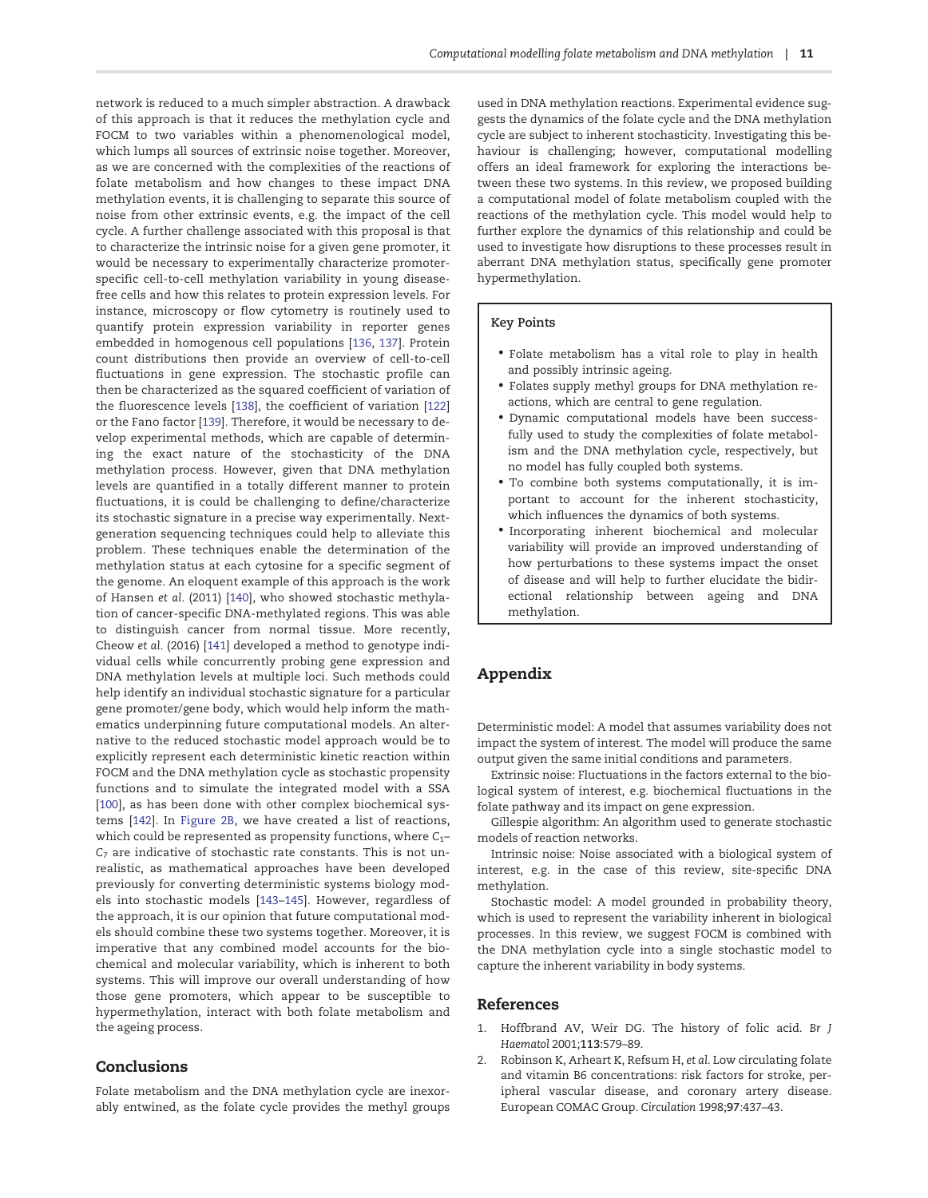network is reduced to a much simpler abstraction. A drawback of this approach is that it reduces the methylation cycle and FOCM to two variables within a phenomenological model, which lumps all sources of extrinsic noise together. Moreover, as we are concerned with the complexities of the reactions of folate metabolism and how changes to these impact DNA methylation events, it is challenging to separate this source of noise from other extrinsic events, e.g. the impact of the cell cycle. A further challenge associated with this proposal is that to characterize the intrinsic noise for a given gene promoter, it would be necessary to experimentally characterize promoter-specific cell-to-cell methylation variability in young disease-free cells and how this relates to protein expression levels. For instance, microscopy or flow cytometry is routinely used to quantify protein expression variability in reporter genes embedded in homogenous cell populations [136, 137]. Protein count distributions then provide an overview of cell-to-cell fluctuations in gene expression. The stochastic profile can then be characterized as the squared coefficient of variation of the fluorescence levels [138], the coefficient of variation [122] or the Fano factor [139]. Therefore, it would be necessary to develop experimental methods, which are capable of determining the exact nature of the stochasticity of the DNA methylation process. However, given that DNA methylation levels are quantified in a totally different manner to protein fluctuations, it is could be challenging to define/characterize its stochastic signature in a precise way experimentally. Next-generation sequencing techniques could help to alleviate this problem. These techniques enable the determination of the methylation status at each cytosine for a specific segment of the genome. An eloquent example of this approach is the work of Hansen *et al.* (2011) [140], who showed stochastic methylation of cancer-specific DNA-methylated regions. This was able to distinguish cancer from normal tissue. More recently, Cheow *et al.* (2016) [141] developed a method to genotype individual cells while concurrently probing gene expression and DNA methylation levels at multiple loci. Such methods could help identify an individual stochastic signature for a particular gene promoter/gene body, which would help inform the mathematics underpinning future computational models. An alternative to the reduced stochastic model approach would be to explicitly represent each deterministic kinetic reaction within FOCM and the DNA methylation cycle as stochastic propensity functions and to simulate the integrated model with a SSA [100], as has been done with other complex biochemical systems [142]. In Figure 2B, we have created a list of reactions, which could be represented as propensity functions, where $C_1$–$C_7$ are indicative of stochastic rate constants. This is not unrealistic, as mathematical approaches have been developed previously for converting deterministic systems biology models into stochastic models [143–145]. However, regardless of the approach, it is our opinion that future computational models should combine these two systems together. Moreover, it is imperative that any combined model accounts for the biochemical and molecular variability, which is inherent to both systems. This will improve our overall understanding of how those gene promoters, which appear to be susceptible to hypermethylation, interact with both folate metabolism and the ageing process.

## Conclusions

Folate metabolism and the DNA methylation cycle are inexorably entwined, as the folate cycle provides the methyl groups used in DNA methylation reactions. Experimental evidence suggests the dynamics of the folate cycle and the DNA methylation cycle are subject to inherent stochasticity. Investigating this behaviour is challenging; however, computational modelling offers an ideal framework for exploring the interactions between these two systems. In this review, we proposed building a computational model of folate metabolism coupled with the reactions of the methylation cycle. This model would help to further explore the dynamics of this relationship and could be used to investigate how disruptions to these processes result in aberrant DNA methylation status, specifically gene promoter hypermethylation.

> **Key Points**
>
> - Folate metabolism has a vital role to play in health and possibly intrinsic ageing.
> - Folates supply methyl groups for DNA methylation reactions, which are central to gene regulation.
> - Dynamic computational models have been successfully used to study the complexities of folate metabolism and the DNA methylation cycle, respectively, but no model has fully coupled both systems.
> - To combine both systems computationally, it is important to account for the inherent stochasticity, which influences the dynamics of both systems.
> - Incorporating inherent biochemical and molecular variability will provide an improved understanding of how perturbations to these systems impact the onset of disease and will help to further elucidate the bidirectional relationship between ageing and DNA methylation.

## Appendix

Deterministic model: A model that assumes variability does not impact the system of interest. The model will produce the same output given the same initial conditions and parameters.

Extrinsic noise: Fluctuations in the factors external to the biological system of interest, e.g. biochemical fluctuations in the folate pathway and its impact on gene expression.

Gillespie algorithm: An algorithm used to generate stochastic models of reaction networks.

Intrinsic noise: Noise associated with a biological system of interest, e.g. in the case of this review, site-specific DNA methylation.

Stochastic model: A model grounded in probability theory, which is used to represent the variability inherent in biological processes. In this review, we suggest FOCM is combined with the DNA methylation cycle into a single stochastic model to capture the inherent variability in body systems.

## References

1. Hoffbrand AV, Weir DG. The history of folic acid. *Br J Haematol* 2001;**113**:579–89.
2. Robinson K, Arheart K, Refsum H, *et al.* Low circulating folate and vitamin B6 concentrations: risk factors for stroke, peripheral vascular disease, and coronary artery disease. European COMAC Group. *Circulation* 1998;**97**:437–43.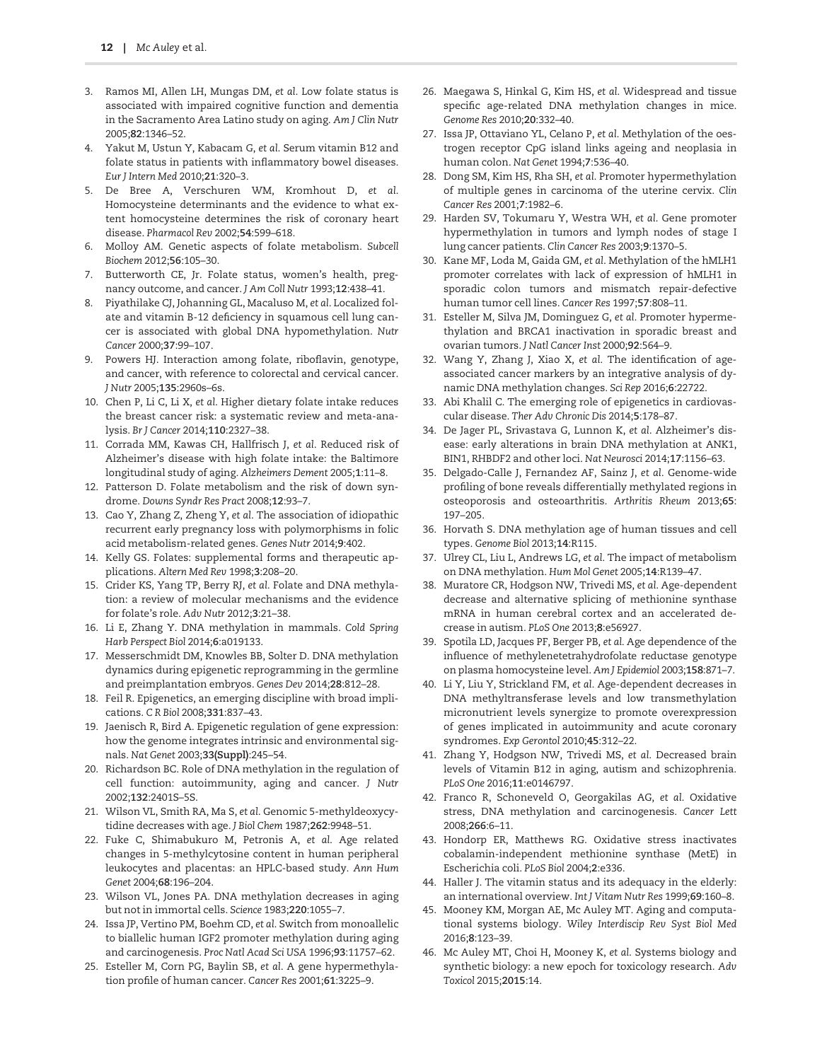3. Ramos MI, Allen LH, Mungas DM, *et al*. Low folate status is associated with impaired cognitive function and dementia in the Sacramento Area Latino study on aging. *Am J Clin Nutr* 2005;**82**:1346–52.
4. Yakut M, Ustun Y, Kabacam G, *et al*. Serum vitamin B12 and folate status in patients with inflammatory bowel diseases. *Eur J Intern Med* 2010;**21**:320–3.
5. De Bree A, Verschuren WM, Kromhout D, *et al*. Homocysteine determinants and the evidence to what extent homocysteine determines the risk of coronary heart disease. *Pharmacol Rev* 2002;**54**:599–618.
6. Molloy AM. Genetic aspects of folate metabolism. *Subcell Biochem* 2012;**56**:105–30.
7. Butterworth CE, Jr. Folate status, women's health, pregnancy outcome, and cancer. *J Am Coll Nutr* 1993;**12**:438–41.
8. Piyathilake CJ, Johanning GL, Macaluso M, *et al*. Localized folate and vitamin B-12 deficiency in squamous cell lung cancer is associated with global DNA hypomethylation. *Nutr Cancer* 2000;**37**:99–107.
9. Powers HJ. Interaction among folate, riboflavin, genotype, and cancer, with reference to colorectal and cervical cancer. *J Nutr* 2005;**135**:2960s–6s.
10. Chen P, Li C, Li X, *et al*. Higher dietary folate intake reduces the breast cancer risk: a systematic review and meta-analysis. *Br J Cancer* 2014;**110**:2327–38.
11. Corrada MM, Kawas CH, Hallfrisch J, *et al*. Reduced risk of Alzheimer's disease with high folate intake: the Baltimore longitudinal study of aging. *Alzheimers Dement* 2005;**1**:11–8.
12. Patterson D. Folate metabolism and the risk of down syndrome. *Downs Syndr Res Pract* 2008;**12**:93–7.
13. Cao Y, Zhang Z, Zheng Y, *et al*. The association of idiopathic recurrent early pregnancy loss with polymorphisms in folic acid metabolism-related genes. *Genes Nutr* 2014;**9**:402.
14. Kelly GS. Folates: supplemental forms and therapeutic applications. *Altern Med Rev* 1998;**3**:208–20.
15. Crider KS, Yang TP, Berry RJ, *et al*. Folate and DNA methylation: a review of molecular mechanisms and the evidence for folate's role. *Adv Nutr* 2012;**3**:21–38.
16. Li E, Zhang Y. DNA methylation in mammals. *Cold Spring Harb Perspect Biol* 2014;**6**:a019133.
17. Messerschmidt DM, Knowles BB, Solter D. DNA methylation dynamics during epigenetic reprogramming in the germline and preimplantation embryos. *Genes Dev* 2014;**28**:812–28.
18. Feil R. Epigenetics, an emerging discipline with broad implications. *C R Biol* 2008;**331**:837–43.
19. Jaenisch R, Bird A. Epigenetic regulation of gene expression: how the genome integrates intrinsic and environmental signals. *Nat Genet* 2003;**33(Suppl)**:245–54.
20. Richardson BC. Role of DNA methylation in the regulation of cell function: autoimmunity, aging and cancer. *J Nutr* 2002;**132**:2401S–5S.
21. Wilson VL, Smith RA, Ma S, *et al*. Genomic 5-methyldeoxycytidine decreases with age. *J Biol Chem* 1987;**262**:9948–51.
22. Fuke C, Shimabukuro M, Petronis A, *et al*. Age related changes in 5-methylcytosine content in human peripheral leukocytes and placentas: an HPLC-based study. *Ann Hum Genet* 2004;**68**:196–204.
23. Wilson VL, Jones PA. DNA methylation decreases in aging but not in immortal cells. *Science* 1983;**220**:1055–7.
24. Issa JP, Vertino PM, Boehm CD, *et al*. Switch from monoallelic to biallelic human IGF2 promoter methylation during aging and carcinogenesis. *Proc Natl Acad Sci USA* 1996;**93**:11757–62.
25. Esteller M, Corn PG, Baylin SB, *et al*. A gene hypermethylation profile of human cancer. *Cancer Res* 2001;**61**:3225–9.
26. Maegawa S, Hinkal G, Kim HS, *et al*. Widespread and tissue specific age-related DNA methylation changes in mice. *Genome Res* 2010;**20**:332–40.
27. Issa JP, Ottaviano YL, Celano P, *et al*. Methylation of the oestrogen receptor CpG island links ageing and neoplasia in human colon. *Nat Genet* 1994;**7**:536–40.
28. Dong SM, Kim HS, Rha SH, *et al*. Promoter hypermethylation of multiple genes in carcinoma of the uterine cervix. *Clin Cancer Res* 2001;**7**:1982–6.
29. Harden SV, Tokumaru Y, Westra WH, *et al*. Gene promoter hypermethylation in tumors and lymph nodes of stage I lung cancer patients. *Clin Cancer Res* 2003;**9**:1370–5.
30. Kane MF, Loda M, Gaida GM, *et al*. Methylation of the hMLH1 promoter correlates with lack of expression of hMLH1 in sporadic colon tumors and mismatch repair-defective human tumor cell lines. *Cancer Res* 1997;**57**:808–11.
31. Esteller M, Silva JM, Dominguez G, *et al*. Promoter hypermethylation and BRCA1 inactivation in sporadic breast and ovarian tumors. *J Natl Cancer Inst* 2000;**92**:564–9.
32. Wang Y, Zhang J, Xiao X, *et al*. The identification of age-associated cancer markers by an integrative analysis of dynamic DNA methylation changes. *Sci Rep* 2016;**6**:22722.
33. Abi Khalil C. The emerging role of epigenetics in cardiovascular disease. *Ther Adv Chronic Dis* 2014;**5**:178–87.
34. De Jager PL, Srivastava G, Lunnon K, *et al*. Alzheimer's disease: early alterations in brain DNA methylation at ANK1, BIN1, RHBDF2 and other loci. *Nat Neurosci* 2014;**17**:1156–63.
35. Delgado-Calle J, Fernandez AF, Sainz J, *et al*. Genome-wide profiling of bone reveals differentially methylated regions in osteoporosis and osteoarthritis. *Arthritis Rheum* 2013;**65**:197–205.
36. Horvath S. DNA methylation age of human tissues and cell types. *Genome Biol* 2013;**14**:R115.
37. Ulrey CL, Liu L, Andrews LG, *et al*. The impact of metabolism on DNA methylation. *Hum Mol Genet* 2005;**14**:R139–47.
38. Muratore CR, Hodgson NW, Trivedi MS, *et al*. Age-dependent decrease and alternative splicing of methionine synthase mRNA in human cerebral cortex and an accelerated decrease in autism. *PLoS One* 2013;**8**:e56927.
39. Spotila LD, Jacques PF, Berger PB, *et al*. Age dependence of the influence of methylenetetrahydrofolate reductase genotype on plasma homocysteine level. *Am J Epidemiol* 2003;**158**:871–7.
40. Li Y, Liu Y, Strickland FM, *et al*. Age-dependent decreases in DNA methyltransferase levels and low transmethylation micronutrient levels synergize to promote overexpression of genes implicated in autoimmunity and acute coronary syndromes. *Exp Gerontol* 2010;**45**:312–22.
41. Zhang Y, Hodgson NW, Trivedi MS, *et al*. Decreased brain levels of Vitamin B12 in aging, autism and schizophrenia. *PLoS One* 2016;**11**:e0146797.
42. Franco R, Schoneveld O, Georgakilas AG, *et al*. Oxidative stress, DNA methylation and carcinogenesis. *Cancer Lett* 2008;**266**:6–11.
43. Hondorp ER, Matthews RG. Oxidative stress inactivates cobalamin-independent methionine synthase (MetE) in Escherichia coli. *PLoS Biol* 2004;**2**:e336.
44. Haller J. The vitamin status and its adequacy in the elderly: an international overview. *Int J Vitam Nutr Res* 1999;**69**:160–8.
45. Mooney KM, Morgan AE, Mc Auley MT. Aging and computational systems biology. *Wiley Interdiscip Rev Syst Biol Med* 2016;**8**:123–39.
46. Mc Auley MT, Choi H, Mooney K, *et al*. Systems biology and synthetic biology: a new epoch for toxicology research. *Adv Toxicol* 2015;**2015**:14.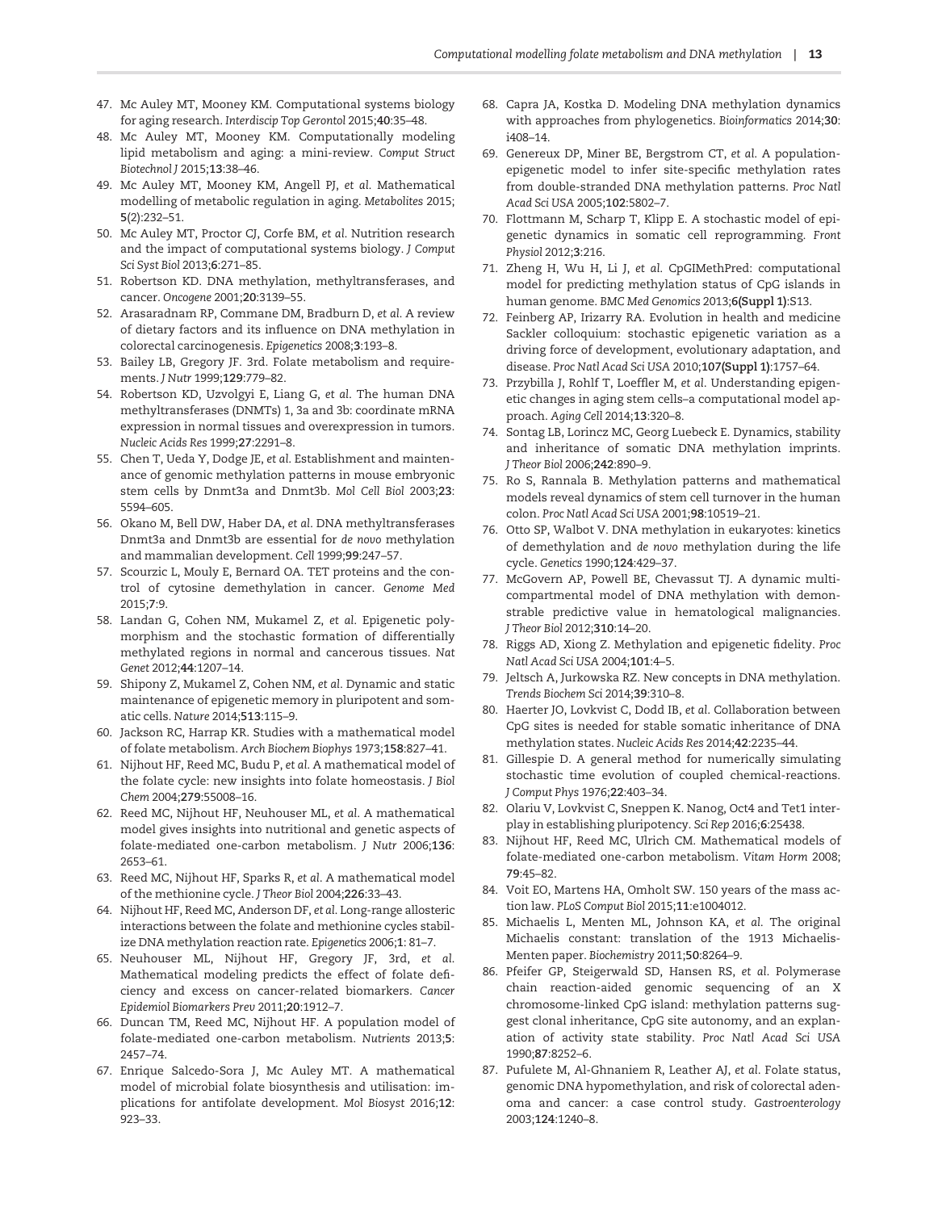47. Mc Auley MT, Mooney KM. Computational systems biology for aging research. *Interdiscip Top Gerontol* 2015;**40**:35–48.
48. Mc Auley MT, Mooney KM. Computationally modeling lipid metabolism and aging: a mini-review. *Comput Struct Biotechnol J* 2015;**13**:38–46.
49. Mc Auley MT, Mooney KM, Angell PJ, *et al.* Mathematical modelling of metabolic regulation in aging. *Metabolites* 2015; **5**(2):232–51.
50. Mc Auley MT, Proctor CJ, Corfe BM, *et al.* Nutrition research and the impact of computational systems biology. *J Comput Sci Syst Biol* 2013;**6**:271–85.
51. Robertson KD. DNA methylation, methyltransferases, and cancer. *Oncogene* 2001;**20**:3139–55.
52. Arasaradnam RP, Commane DM, Bradburn D, *et al.* A review of dietary factors and its influence on DNA methylation in colorectal carcinogenesis. *Epigenetics* 2008;**3**:193–8.
53. Bailey LB, Gregory JF. 3rd. Folate metabolism and requirements. *J Nutr* 1999;**129**:779–82.
54. Robertson KD, Uzvolgyi E, Liang G, *et al.* The human DNA methyltransferases (DNMTs) 1, 3a and 3b: coordinate mRNA expression in normal tissues and overexpression in tumors. *Nucleic Acids Res* 1999;**27**:2291–8.
55. Chen T, Ueda Y, Dodge JE, *et al.* Establishment and maintenance of genomic methylation patterns in mouse embryonic stem cells by Dnmt3a and Dnmt3b. *Mol Cell Biol* 2003;**23**: 5594–605.
56. Okano M, Bell DW, Haber DA, *et al.* DNA methyltransferases Dnmt3a and Dnmt3b are essential for *de novo* methylation and mammalian development. *Cell* 1999;**99**:247–57.
57. Scourzic L, Mouly E, Bernard OA. TET proteins and the control of cytosine demethylation in cancer. *Genome Med* 2015;**7**:9.
58. Landan G, Cohen NM, Mukamel Z, *et al.* Epigenetic polymorphism and the stochastic formation of differentially methylated regions in normal and cancerous tissues. *Nat Genet* 2012;**44**:1207–14.
59. Shipony Z, Mukamel Z, Cohen NM, *et al.* Dynamic and static maintenance of epigenetic memory in pluripotent and somatic cells. *Nature* 2014;**513**:115–9.
60. Jackson RC, Harrap KR. Studies with a mathematical model of folate metabolism. *Arch Biochem Biophys* 1973;**158**:827–41.
61. Nijhout HF, Reed MC, Budu P, *et al.* A mathematical model of the folate cycle: new insights into folate homeostasis. *J Biol Chem* 2004;**279**:55008–16.
62. Reed MC, Nijhout HF, Neuhouser ML, *et al.* A mathematical model gives insights into nutritional and genetic aspects of folate-mediated one-carbon metabolism. *J Nutr* 2006;**136**: 2653–61.
63. Reed MC, Nijhout HF, Sparks R, *et al.* A mathematical model of the methionine cycle. *J Theor Biol* 2004;**226**:33–43.
64. Nijhout HF, Reed MC, Anderson DF, *et al.* Long-range allosteric interactions between the folate and methionine cycles stabilize DNA methylation reaction rate. *Epigenetics* 2006;**1**: 81–7.
65. Neuhouser ML, Nijhout HF, Gregory JF, 3rd, *et al.* Mathematical modeling predicts the effect of folate deficiency and excess on cancer-related biomarkers. *Cancer Epidemiol Biomarkers Prev* 2011;**20**:1912–7.
66. Duncan TM, Reed MC, Nijhout HF. A population model of folate-mediated one-carbon metabolism. *Nutrients* 2013;**5**: 2457–74.
67. Enrique Salcedo-Sora J, Mc Auley MT. A mathematical model of microbial folate biosynthesis and utilisation: implications for antifolate development. *Mol Biosyst* 2016;**12**: 923–33.
68. Capra JA, Kostka D. Modeling DNA methylation dynamics with approaches from phylogenetics. *Bioinformatics* 2014;**30**: i408–14.
69. Genereux DP, Miner BE, Bergstrom CT, *et al.* A population-epigenetic model to infer site-specific methylation rates from double-stranded DNA methylation patterns. *Proc Natl Acad Sci USA* 2005;**102**:5802–7.
70. Flottmann M, Scharp T, Klipp E. A stochastic model of epigenetic dynamics in somatic cell reprogramming. *Front Physiol* 2012;**3**:216.
71. Zheng H, Wu H, Li J, *et al.* CpGIMethPred: computational model for predicting methylation status of CpG islands in human genome. *BMC Med Genomics* 2013;**6(Suppl 1)**:S13.
72. Feinberg AP, Irizarry RA. Evolution in health and medicine Sackler colloquium: stochastic epigenetic variation as a driving force of development, evolutionary adaptation, and disease. *Proc Natl Acad Sci USA* 2010;**107(Suppl 1)**:1757–64.
73. Przybilla J, Rohlf T, Loeffler M, *et al.* Understanding epigenetic changes in aging stem cells–a computational model approach. *Aging Cell* 2014;**13**:320–8.
74. Sontag LB, Lorincz MC, Georg Luebeck E. Dynamics, stability and inheritance of somatic DNA methylation imprints. *J Theor Biol* 2006;**242**:890–9.
75. Ro S, Rannala B. Methylation patterns and mathematical models reveal dynamics of stem cell turnover in the human colon. *Proc Natl Acad Sci USA* 2001;**98**:10519–21.
76. Otto SP, Walbot V. DNA methylation in eukaryotes: kinetics of demethylation and *de novo* methylation during the life cycle. *Genetics* 1990;**124**:429–37.
77. McGovern AP, Powell BE, Chevassut TJ. A dynamic multi-compartmental model of DNA methylation with demonstrable predictive value in hematological malignancies. *J Theor Biol* 2012;**310**:14–20.
78. Riggs AD, Xiong Z. Methylation and epigenetic fidelity. *Proc Natl Acad Sci USA* 2004;**101**:4–5.
79. Jeltsch A, Jurkowska RZ. New concepts in DNA methylation. *Trends Biochem Sci* 2014;**39**:310–8.
80. Haerter JO, Lovkvist C, Dodd IB, *et al.* Collaboration between CpG sites is needed for stable somatic inheritance of DNA methylation states. *Nucleic Acids Res* 2014;**42**:2235–44.
81. Gillespie D. A general method for numerically simulating stochastic time evolution of coupled chemical-reactions. *J Comput Phys* 1976;**22**:403–34.
82. Olariu V, Lovkvist C, Sneppen K. Nanog, Oct4 and Tet1 interplay in establishing pluripotency. *Sci Rep* 2016;**6**:25438.
83. Nijhout HF, Reed MC, Ulrich CM. Mathematical models of folate-mediated one-carbon metabolism. *Vitam Horm* 2008; **79**:45–82.
84. Voit EO, Martens HA, Omholt SW. 150 years of the mass action law. *PLoS Comput Biol* 2015;**11**:e1004012.
85. Michaelis L, Menten ML, Johnson KA, *et al.* The original Michaelis constant: translation of the 1913 Michaelis-Menten paper. *Biochemistry* 2011;**50**:8264–9.
86. Pfeifer GP, Steigerwald SD, Hansen RS, *et al.* Polymerase chain reaction-aided genomic sequencing of an X chromosome-linked CpG island: methylation patterns suggest clonal inheritance, CpG site autonomy, and an explanation of activity state stability. *Proc Natl Acad Sci USA* 1990;**87**:8252–6.
87. Pufulete M, Al-Ghnaniem R, Leather AJ, *et al.* Folate status, genomic DNA hypomethylation, and risk of colorectal adenoma and cancer: a case control study. *Gastroenterology* 2003;**124**:1240–8.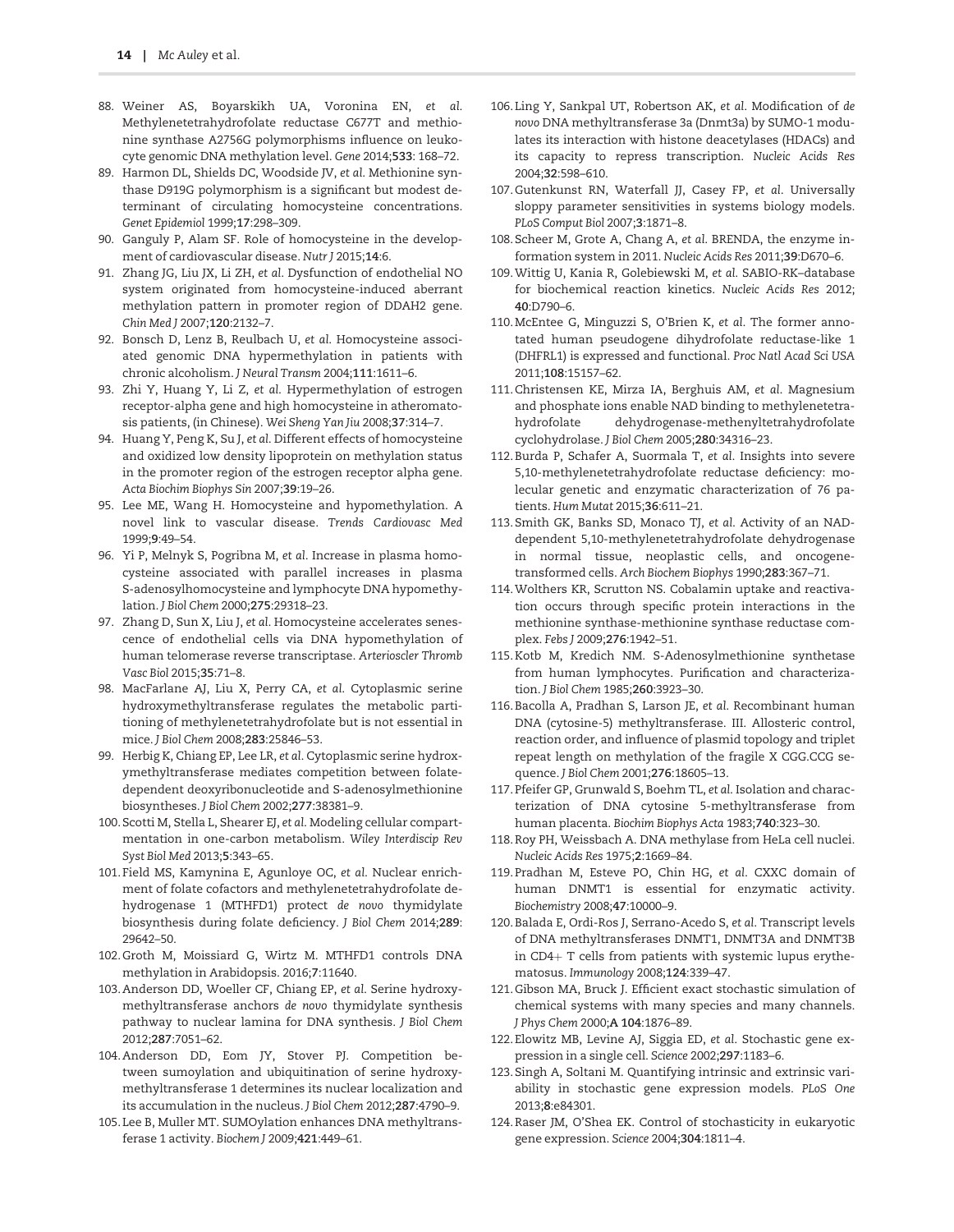88. Weiner AS, Boyarskikh UA, Voronina EN, *et al.* Methylenetetrahydrofolate reductase C677T and methionine synthase A2756G polymorphisms influence on leukocyte genomic DNA methylation level. *Gene* 2014;**533**: 168–72.
89. Harmon DL, Shields DC, Woodside JV, *et al.* Methionine synthase D919G polymorphism is a significant but modest determinant of circulating homocysteine concentrations. *Genet Epidemiol* 1999;**17**:298–309.
90. Ganguly P, Alam SF. Role of homocysteine in the development of cardiovascular disease. *Nutr J* 2015;**14**:6.
91. Zhang JG, Liu JX, Li ZH, *et al.* Dysfunction of endothelial NO system originated from homocysteine-induced aberrant methylation pattern in promoter region of DDAH2 gene. *Chin Med J* 2007;**120**:2132–7.
92. Bonsch D, Lenz B, Reulbach U, *et al.* Homocysteine associated genomic DNA hypermethylation in patients with chronic alcoholism. *J Neural Transm* 2004;**111**:1611–6.
93. Zhi Y, Huang Y, Li Z, *et al.* Hypermethylation of estrogen receptor-alpha gene and high homocysteine in atheromatosis patients, (in Chinese). *Wei Sheng Yan Jiu* 2008;**37**:314–7.
94. Huang Y, Peng K, Su J, *et al.* Different effects of homocysteine and oxidized low density lipoprotein on methylation status in the promoter region of the estrogen receptor alpha gene. *Acta Biochim Biophys Sin* 2007;**39**:19–26.
95. Lee ME, Wang H. Homocysteine and hypomethylation. A novel link to vascular disease. *Trends Cardiovasc Med* 1999;**9**:49–54.
96. Yi P, Melnyk S, Pogribna M, *et al.* Increase in plasma homocysteine associated with parallel increases in plasma S-adenosylhomocysteine and lymphocyte DNA hypomethylation. *J Biol Chem* 2000;**275**:29318–23.
97. Zhang D, Sun X, Liu J, *et al.* Homocysteine accelerates senescence of endothelial cells via DNA hypomethylation of human telomerase reverse transcriptase. *Arterioscler Thromb Vasc Biol* 2015;**35**:71–8.
98. MacFarlane AJ, Liu X, Perry CA, *et al.* Cytoplasmic serine hydroxymethyltransferase regulates the metabolic partitioning of methylenetetrahydrofolate but is not essential in mice. *J Biol Chem* 2008;**283**:25846–53.
99. Herbig K, Chiang EP, Lee LR, *et al.* Cytoplasmic serine hydroxymethyltransferase mediates competition between folate-dependent deoxyribonucleotide and S-adenosylmethionine biosyntheses. *J Biol Chem* 2002;**277**:38381–9.
100. Scotti M, Stella L, Shearer EJ, *et al.* Modeling cellular compartmentation in one-carbon metabolism. *Wiley Interdiscip Rev Syst Biol Med* 2013;**5**:343–65.
101. Field MS, Kamynina E, Agunloye OC, *et al.* Nuclear enrichment of folate cofactors and methylenetetrahydrofolate dehydrogenase 1 (MTHFD1) protect *de novo* thymidylate biosynthesis during folate deficiency. *J Biol Chem* 2014;**289**: 29642–50.
102. Groth M, Moissiard G, Wirtz M. MTHFD1 controls DNA methylation in Arabidopsis. 2016;**7**:11640.
103. Anderson DD, Woeller CF, Chiang EP, *et al.* Serine hydroxymethyltransferase anchors *de novo* thymidylate synthesis pathway to nuclear lamina for DNA synthesis. *J Biol Chem* 2012;**287**:7051–62.
104. Anderson DD, Eom JY, Stover PJ. Competition between sumoylation and ubiquitination of serine hydroxymethyltransferase 1 determines its nuclear localization and its accumulation in the nucleus. *J Biol Chem* 2012;**287**:4790–9.
105. Lee B, Muller MT. SUMOylation enhances DNA methyltransferase 1 activity. *Biochem J* 2009;**421**:449–61.
106. Ling Y, Sankpal UT, Robertson AK, *et al.* Modification of *de novo* DNA methyltransferase 3a (Dnmt3a) by SUMO-1 modulates its interaction with histone deacetylases (HDACs) and its capacity to repress transcription. *Nucleic Acids Res* 2004;**32**:598–610.
107. Gutenkunst RN, Waterfall JJ, Casey FP, *et al.* Universally sloppy parameter sensitivities in systems biology models. *PLoS Comput Biol* 2007;**3**:1871–8.
108. Scheer M, Grote A, Chang A, *et al.* BRENDA, the enzyme information system in 2011. *Nucleic Acids Res* 2011;**39**:D670–6.
109. Wittig U, Kania R, Golebiewski M, *et al.* SABIO-RK–database for biochemical reaction kinetics. *Nucleic Acids Res* 2012; **40**:D790–6.
110. McEntee G, Minguzzi S, O'Brien K, *et al.* The former annotated human pseudogene dihydrofolate reductase-like 1 (DHFRL1) is expressed and functional. *Proc Natl Acad Sci USA* 2011;**108**:15157–62.
111. Christensen KE, Mirza IA, Berghuis AM, *et al.* Magnesium and phosphate ions enable NAD binding to methylenetetrahydrofolate dehydrogenase-methenyltetrahydrofolate cyclohydrolase. *J Biol Chem* 2005;**280**:34316–23.
112. Burda P, Schafer A, Suormala T, *et al.* Insights into severe 5,10-methylenetetrahydrofolate reductase deficiency: molecular genetic and enzymatic characterization of 76 patients. *Hum Mutat* 2015;**36**:611–21.
113. Smith GK, Banks SD, Monaco TJ, *et al.* Activity of an NAD-dependent 5,10-methylenetetrahydrofolate dehydrogenase in normal tissue, neoplastic cells, and oncogene-transformed cells. *Arch Biochem Biophys* 1990;**283**:367–71.
114. Wolthers KR, Scrutton NS. Cobalamin uptake and reactivation occurs through specific protein interactions in the methionine synthase-methionine synthase reductase complex. *Febs J* 2009;**276**:1942–51.
115. Kotb M, Kredich NM. S-Adenosylmethionine synthetase from human lymphocytes. Purification and characterization. *J Biol Chem* 1985;**260**:3923–30.
116. Bacolla A, Pradhan S, Larson JE, *et al.* Recombinant human DNA (cytosine-5) methyltransferase. III. Allosteric control, reaction order, and influence of plasmid topology and triplet repeat length on methylation of the fragile X CGG.CCG sequence. *J Biol Chem* 2001;**276**:18605–13.
117. Pfeifer GP, Grunwald S, Boehm TL, *et al.* Isolation and characterization of DNA cytosine 5-methyltransferase from human placenta. *Biochim Biophys Acta* 1983;**740**:323–30.
118. Roy PH, Weissbach A. DNA methylase from HeLa cell nuclei. *Nucleic Acids Res* 1975;**2**:1669–84.
119. Pradhan M, Esteve PO, Chin HG, *et al.* CXXC domain of human DNMT1 is essential for enzymatic activity. *Biochemistry* 2008;**47**:10000–9.
120. Balada E, Ordi-Ros J, Serrano-Acedo S, *et al.* Transcript levels of DNA methyltransferases DNMT1, DNMT3A and DNMT3B in CD4+ T cells from patients with systemic lupus erythematosus. *Immunology* 2008;**124**:339–47.
121. Gibson MA, Bruck J. Efficient exact stochastic simulation of chemical systems with many species and many channels. *J Phys Chem* 2000;**A 104**:1876–89.
122. Elowitz MB, Levine AJ, Siggia ED, *et al.* Stochastic gene expression in a single cell. *Science* 2002;**297**:1183–6.
123. Singh A, Soltani M. Quantifying intrinsic and extrinsic variability in stochastic gene expression models. *PLoS One* 2013;**8**:e84301.
124. Raser JM, O'Shea EK. Control of stochasticity in eukaryotic gene expression. *Science* 2004;**304**:1811–4.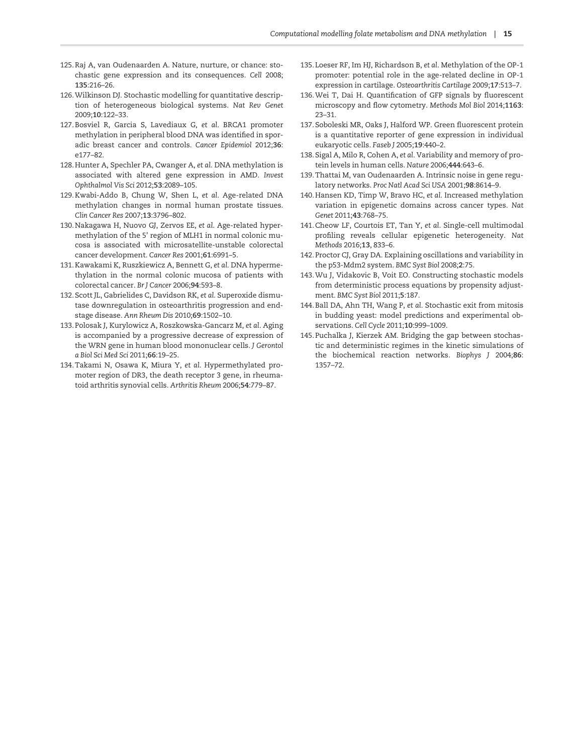125. Raj A, van Oudenaarden A. Nature, nurture, or chance: stochastic gene expression and its consequences. *Cell* 2008; **135**:216–26.
126. Wilkinson DJ. Stochastic modelling for quantitative description of heterogeneous biological systems. *Nat Rev Genet* 2009;**10**:122–33.
127. Bosviel R, Garcia S, Lavediaux G, *et al*. BRCA1 promoter methylation in peripheral blood DNA was identified in sporadic breast cancer and controls. *Cancer Epidemiol* 2012;**36**: e177–82.
128. Hunter A, Spechler PA, Cwanger A, *et al*. DNA methylation is associated with altered gene expression in AMD. *Invest Ophthalmol Vis Sci* 2012;**53**:2089–105.
129. Kwabi-Addo B, Chung W, Shen L, *et al*. Age-related DNA methylation changes in normal human prostate tissues. *Clin Cancer Res* 2007;**13**:3796–802.
130. Nakagawa H, Nuovo GJ, Zervos EE, *et al*. Age-related hypermethylation of the 5' region of MLH1 in normal colonic mucosa is associated with microsatellite-unstable colorectal cancer development. *Cancer Res* 2001;**61**:6991–5.
131. Kawakami K, Ruszkiewicz A, Bennett G, *et al*. DNA hypermethylation in the normal colonic mucosa of patients with colorectal cancer. *Br J Cancer* 2006;**94**:593–8.
132. Scott JL, Gabrielides C, Davidson RK, *et al*. Superoxide dismutase downregulation in osteoarthritis progression and end-stage disease. *Ann Rheum Dis* 2010;**69**:1502–10.
133. Polosak J, Kurylowicz A, Roszkowska-Gancarz M, *et al*. Aging is accompanied by a progressive decrease of expression of the WRN gene in human blood mononuclear cells. *J Gerontol a Biol Sci Med Sci* 2011;**66**:19–25.
134. Takami N, Osawa K, Miura Y, *et al*. Hypermethylated promoter region of DR3, the death receptor 3 gene, in rheumatoid arthritis synovial cells. *Arthritis Rheum* 2006;**54**:779–87.
135. Loeser RF, Im HJ, Richardson B, *et al*. Methylation of the OP-1 promoter: potential role in the age-related decline in OP-1 expression in cartilage. *Osteoarthritis Cartilage* 2009;**17**:513–7.
136. Wei T, Dai H. Quantification of GFP signals by fluorescent microscopy and flow cytometry. *Methods Mol Biol* 2014;**1163**: 23–31.
137. Soboleski MR, Oaks J, Halford WP. Green fluorescent protein is a quantitative reporter of gene expression in individual eukaryotic cells. *Faseb J* 2005;**19**:440–2.
138. Sigal A, Milo R, Cohen A, *et al*. Variability and memory of protein levels in human cells. *Nature* 2006;**444**:643–6.
139. Thattai M, van Oudenaarden A. Intrinsic noise in gene regulatory networks. *Proc Natl Acad Sci USA* 2001;**98**:8614–9.
140. Hansen KD, Timp W, Bravo HC, *et al*. Increased methylation variation in epigenetic domains across cancer types. *Nat Genet* 2011;**43**:768–75.
141. Cheow LF, Courtois ET, Tan Y, *et al*. Single-cell multimodal profiling reveals cellular epigenetic heterogeneity. *Nat Methods* 2016;**13**, 833–6.
142. Proctor CJ, Gray DA. Explaining oscillations and variability in the p53-Mdm2 system. *BMC Syst Biol* 2008;**2**:75.
143. Wu J, Vidakovic B, Voit EO. Constructing stochastic models from deterministic process equations by propensity adjustment. *BMC Syst Biol* 2011;**5**:187.
144. Ball DA, Ahn TH, Wang P, *et al*. Stochastic exit from mitosis in budding yeast: model predictions and experimental observations. *Cell Cycle* 2011;**10**:999–1009.
145. Puchalka J, Kierzek AM. Bridging the gap between stochastic and deterministic regimes in the kinetic simulations of the biochemical reaction networks. *Biophys J* 2004;**86**: 1357–72.